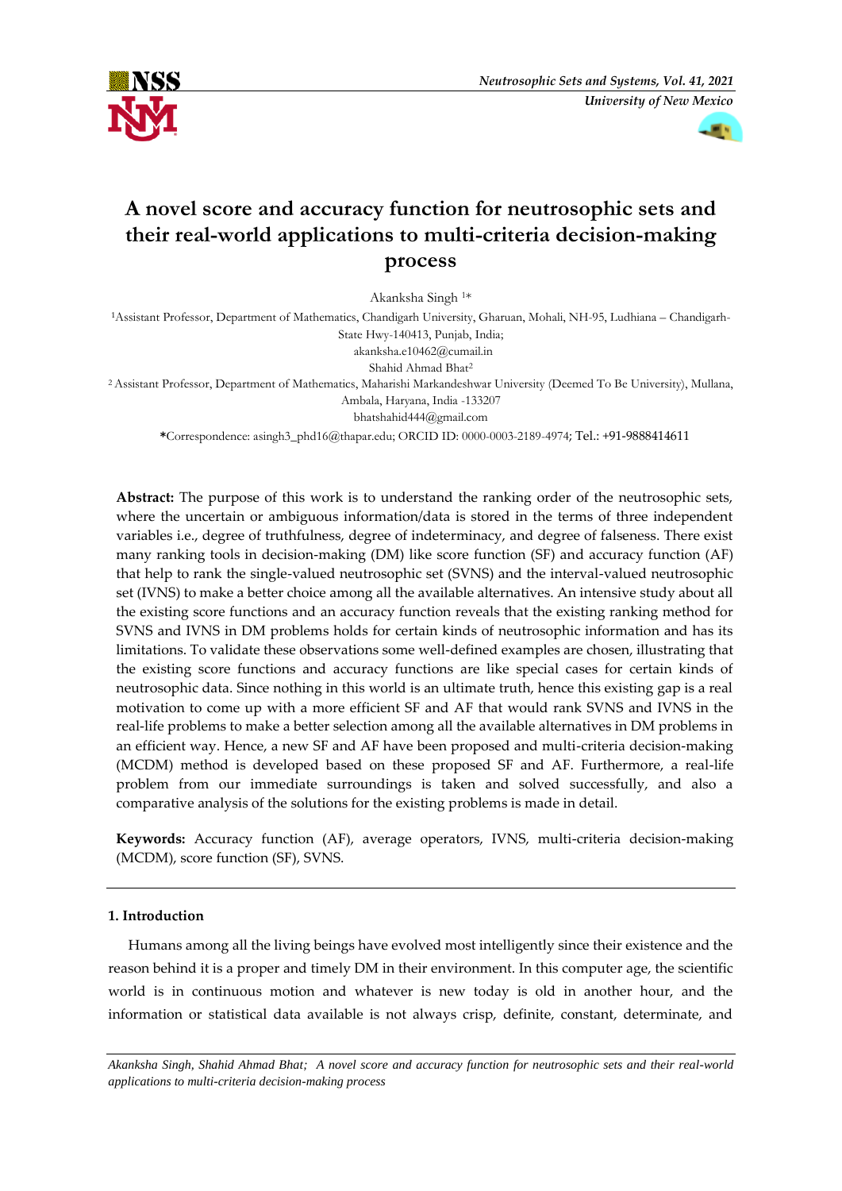# A novel score and accuracy function for neutrosophic sets and their real-world applications to multi-criteria decision-making process

Akanksha Singh [1]*

[1]Assistant Professor, Department of Mathematics, Chandigarh University, Gharuan, Mohali, NH-95, Ludhiana – Chandigarh-State Hwy-140413, Punjab, India;
akanksha.e10462@cumail.in

Shahid Ahmad Bhat[2]

[2] Assistant Professor, Department of Mathematics, Maharishi Markandeshwar University (Deemed To Be University), Mullana, Ambala, Haryana, India -133207
bhatshahid444@gmail.com

*Correspondence: asingh3_phd16@thapar.edu; ORCID ID: 0000-0003-2189-4974; Tel.: +91-9888414611

**Abstract:** The purpose of this work is to understand the ranking order of the neutrosophic sets, where the uncertain or ambiguous information/data is stored in the terms of three independent variables i.e., degree of truthfulness, degree of indeterminacy, and degree of falseness. There exist many ranking tools in decision-making (DM) like score function (SF) and accuracy function (AF) that help to rank the single-valued neutrosophic set (SVNS) and the interval-valued neutrosophic set (IVNS) to make a better choice among all the available alternatives. An intensive study about all the existing score functions and an accuracy function reveals that the existing ranking method for SVNS and IVNS in DM problems holds for certain kinds of neutrosophic information and has its limitations. To validate these observations some well-defined examples are chosen, illustrating that the existing score functions and accuracy functions are like special cases for certain kinds of neutrosophic data. Since nothing in this world is an ultimate truth, hence this existing gap is a real motivation to come up with a more efficient SF and AF that would rank SVNS and IVNS in the real-life problems to make a better selection among all the available alternatives in DM problems in an efficient way. Hence, a new SF and AF have been proposed and multi-criteria decision-making (MCDM) method is developed based on these proposed SF and AF. Furthermore, a real-life problem from our immediate surroundings is taken and solved successfully, and also a comparative analysis of the solutions for the existing problems is made in detail.

**Keywords:** Accuracy function (AF), average operators, IVNS, multi-criteria decision-making (MCDM), score function (SF), SVNS.

## 1. Introduction

Humans among all the living beings have evolved most intelligently since their existence and the reason behind it is a proper and timely DM in their environment. In this computer age, the scientific world is in continuous motion and whatever is new today is old in another hour, and the information or statistical data available is not always crisp, definite, constant, determinate, and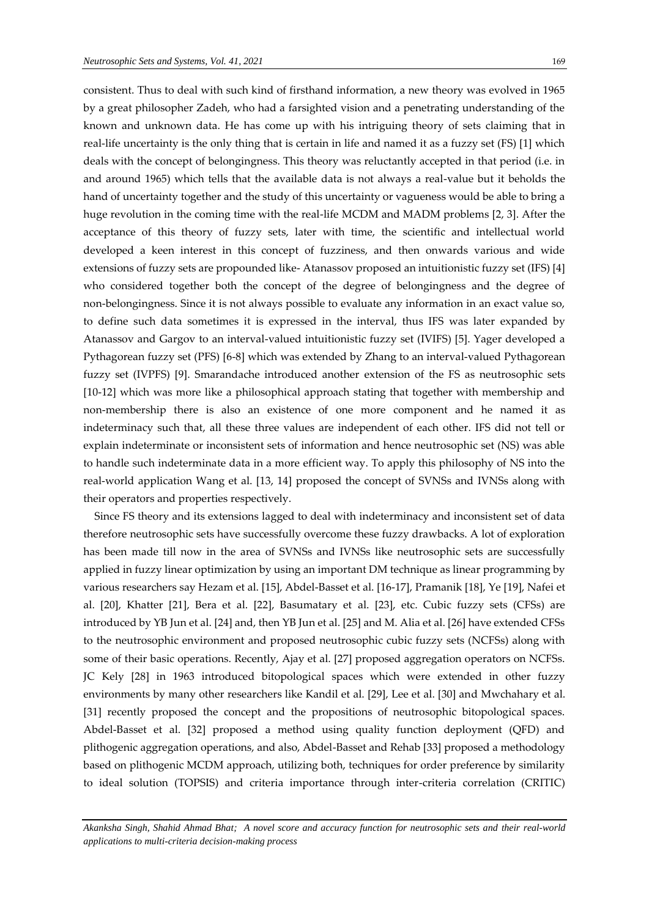consistent. Thus to deal with such kind of firsthand information, a new theory was evolved in 1965 by a great philosopher Zadeh, who had a farsighted vision and a penetrating understanding of the known and unknown data. He has come up with his intriguing theory of sets claiming that in real-life uncertainty is the only thing that is certain in life and named it as a fuzzy set (FS) [1] which deals with the concept of belongingness. This theory was reluctantly accepted in that period (i.e. in and around 1965) which tells that the available data is not always a real-value but it beholds the hand of uncertainty together and the study of this uncertainty or vagueness would be able to bring a huge revolution in the coming time with the real-life MCDM and MADM problems [2, 3]. After the acceptance of this theory of fuzzy sets, later with time, the scientific and intellectual world developed a keen interest in this concept of fuzziness, and then onwards various and wide extensions of fuzzy sets are propounded like- Atanassov proposed an intuitionistic fuzzy set (IFS) [4] who considered together both the concept of the degree of belongingness and the degree of non-belongingness. Since it is not always possible to evaluate any information in an exact value so, to define such data sometimes it is expressed in the interval, thus IFS was later expanded by Atanassov and Gargov to an interval-valued intuitionistic fuzzy set (IVIFS) [5]. Yager developed a Pythagorean fuzzy set (PFS) [6-8] which was extended by Zhang to an interval-valued Pythagorean fuzzy set (IVPFS) [9]. Smarandache introduced another extension of the FS as neutrosophic sets [10-12] which was more like a philosophical approach stating that together with membership and non-membership there is also an existence of one more component and he named it as indeterminacy such that, all these three values are independent of each other. IFS did not tell or explain indeterminate or inconsistent sets of information and hence neutrosophic set (NS) was able to handle such indeterminate data in a more efficient way. To apply this philosophy of NS into the real-world application Wang et al. [13, 14] proposed the concept of SVNSs and IVNSs along with their operators and properties respectively.

Since FS theory and its extensions lagged to deal with indeterminacy and inconsistent set of data therefore neutrosophic sets have successfully overcome these fuzzy drawbacks. A lot of exploration has been made till now in the area of SVNSs and IVNSs like neutrosophic sets are successfully applied in fuzzy linear optimization by using an important DM technique as linear programming by various researchers say Hezam et al. [15], Abdel-Basset et al. [16-17], Pramanik [18], Ye [19], Nafei et al. [20], Khatter [21], Bera et al. [22], Basumatary et al. [23], etc. Cubic fuzzy sets (CFSs) are introduced by YB Jun et al. [24] and, then YB Jun et al. [25] and M. Alia et al. [26] have extended CFSs to the neutrosophic environment and proposed neutrosophic cubic fuzzy sets (NCFSs) along with some of their basic operations. Recently, Ajay et al. [27] proposed aggregation operators on NCFSs. JC Kely [28] in 1963 introduced bitopological spaces which were extended in other fuzzy environments by many other researchers like Kandil et al. [29], Lee et al. [30] and Mwchahary et al. [31] recently proposed the concept and the propositions of neutrosophic bitopological spaces. Abdel-Basset et al. [32] proposed a method using quality function deployment (QFD) and plithogenic aggregation operations, and also, Abdel-Basset and Rehab [33] proposed a methodology based on plithogenic MCDM approach, utilizing both, techniques for order preference by similarity to ideal solution (TOPSIS) and criteria importance through inter-criteria correlation (CRITIC)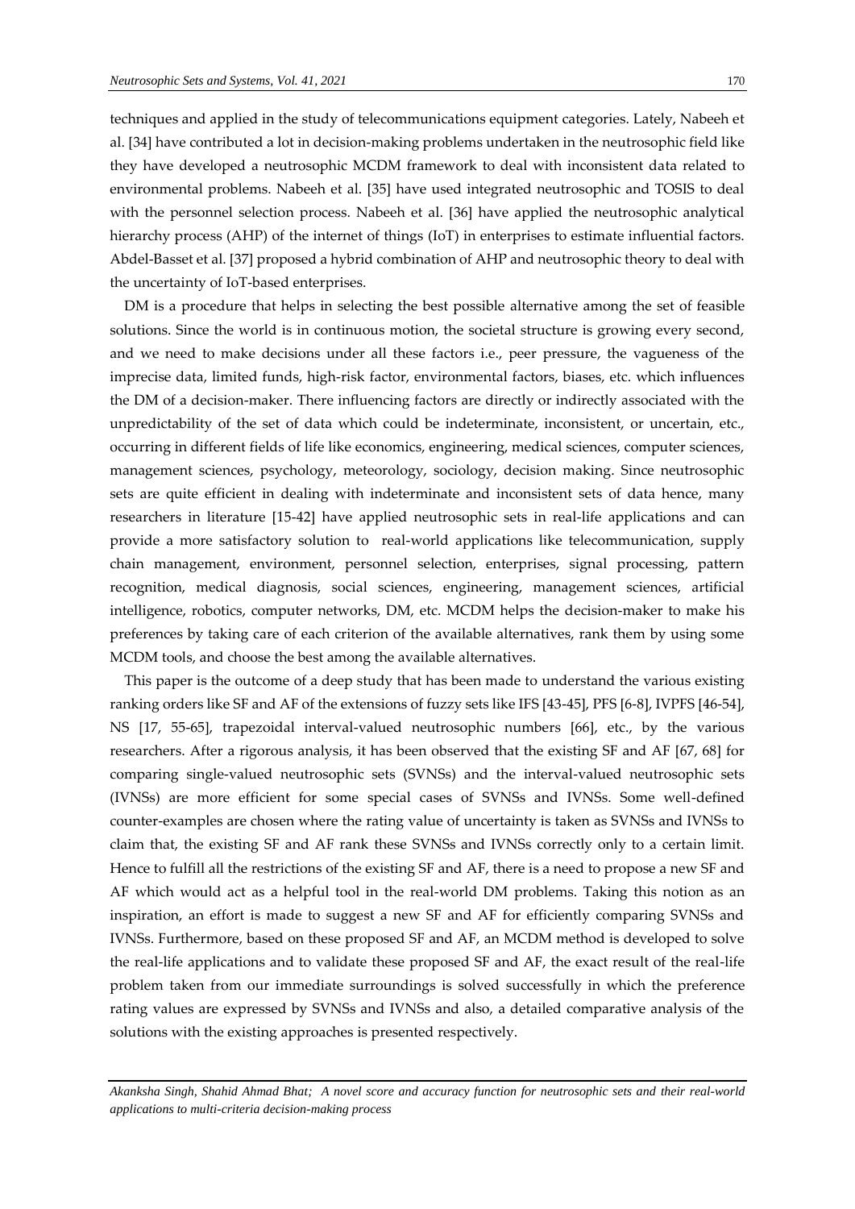techniques and applied in the study of telecommunications equipment categories. Lately, Nabeeh et al. [34] have contributed a lot in decision-making problems undertaken in the neutrosophic field like they have developed a neutrosophic MCDM framework to deal with inconsistent data related to environmental problems. Nabeeh et al. [35] have used integrated neutrosophic and TOSIS to deal with the personnel selection process. Nabeeh et al. [36] have applied the neutrosophic analytical hierarchy process (AHP) of the internet of things (IoT) in enterprises to estimate influential factors. Abdel-Basset et al. [37] proposed a hybrid combination of AHP and neutrosophic theory to deal with the uncertainty of IoT-based enterprises.

DM is a procedure that helps in selecting the best possible alternative among the set of feasible solutions. Since the world is in continuous motion, the societal structure is growing every second, and we need to make decisions under all these factors i.e., peer pressure, the vagueness of the imprecise data, limited funds, high-risk factor, environmental factors, biases, etc. which influences the DM of a decision-maker. There influencing factors are directly or indirectly associated with the unpredictability of the set of data which could be indeterminate, inconsistent, or uncertain, etc., occurring in different fields of life like economics, engineering, medical sciences, computer sciences, management sciences, psychology, meteorology, sociology, decision making. Since neutrosophic sets are quite efficient in dealing with indeterminate and inconsistent sets of data hence, many researchers in literature [15-42] have applied neutrosophic sets in real-life applications and can provide a more satisfactory solution to real-world applications like telecommunication, supply chain management, environment, personnel selection, enterprises, signal processing, pattern recognition, medical diagnosis, social sciences, engineering, management sciences, artificial intelligence, robotics, computer networks, DM, etc. MCDM helps the decision-maker to make his preferences by taking care of each criterion of the available alternatives, rank them by using some MCDM tools, and choose the best among the available alternatives.

This paper is the outcome of a deep study that has been made to understand the various existing ranking orders like SF and AF of the extensions of fuzzy sets like IFS [43-45], PFS [6-8], IVPFS [46-54], NS [17, 55-65], trapezoidal interval-valued neutrosophic numbers [66], etc., by the various researchers. After a rigorous analysis, it has been observed that the existing SF and AF [67, 68] for comparing single-valued neutrosophic sets (SVNSs) and the interval-valued neutrosophic sets (IVNSs) are more efficient for some special cases of SVNSs and IVNSs. Some well-defined counter-examples are chosen where the rating value of uncertainty is taken as SVNSs and IVNSs to claim that, the existing SF and AF rank these SVNSs and IVNSs correctly only to a certain limit. Hence to fulfill all the restrictions of the existing SF and AF, there is a need to propose a new SF and AF which would act as a helpful tool in the real-world DM problems. Taking this notion as an inspiration, an effort is made to suggest a new SF and AF for efficiently comparing SVNSs and IVNSs. Furthermore, based on these proposed SF and AF, an MCDM method is developed to solve the real-life applications and to validate these proposed SF and AF, the exact result of the real-life problem taken from our immediate surroundings is solved successfully in which the preference rating values are expressed by SVNSs and IVNSs and also, a detailed comparative analysis of the solutions with the existing approaches is presented respectively.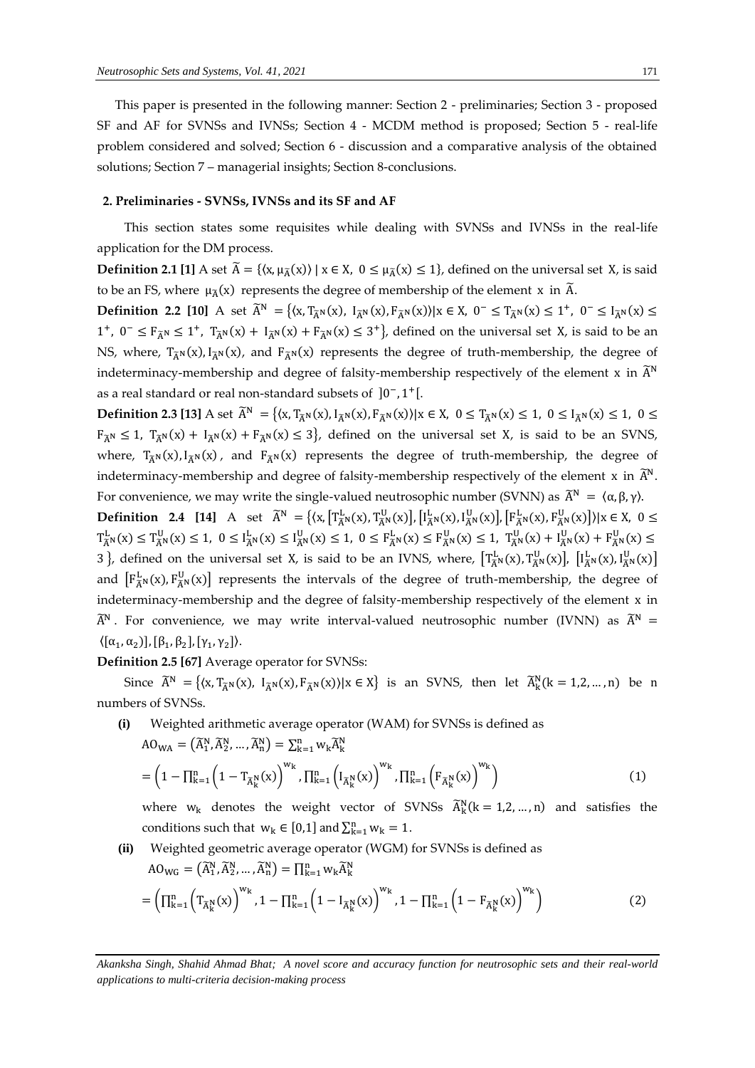This paper is presented in the following manner: Section 2 - preliminaries; Section 3 - proposed SF and AF for SVNSs and IVNSs; Section 4 - MCDM method is proposed; Section 5 - real-life problem considered and solved; Section 6 - discussion and a comparative analysis of the obtained solutions; Section 7 – managerial insights; Section 8-conclusions.

## 2. Preliminaries - SVNSs, IVNSs and its SF and AF

This section states some requisites while dealing with SVNSs and IVNSs in the real-life application for the DM process.

**Definition 2.1 [1]** A set $\widetilde{A} = \{\langle x, \mu_{\widetilde{A}}(x)\rangle \mid x \in X,\ 0 \leq \mu_{\widetilde{A}}(x) \leq 1\}$, defined on the universal set X, is said to be an FS, where $\mu_{\widetilde{A}}(x)$ represents the degree of membership of the element x in $\widetilde{A}$.

**Definition 2.2 [10]** A set $\widetilde{A}^N = \{\langle x, T_{\widetilde{A}^N}(x),\ I_{\widetilde{A}^N}(x), F_{\widetilde{A}^N}(x)\rangle | x \in X,\ 0^- \leq T_{\widetilde{A}^N}(x) \leq 1^+,\ 0^- \leq I_{\widetilde{A}^N}(x) \leq 1^+,\ 0^- \leq F_{\widetilde{A}^N} \leq 1^+,\ T_{\widetilde{A}^N}(x) + I_{\widetilde{A}^N}(x) + F_{\widetilde{A}^N}(x) \leq 3^+\}$, defined on the universal set X, is said to be an NS, where, $T_{\widetilde{A}^N}(x), I_{\widetilde{A}^N}(x)$, and $F_{\widetilde{A}^N}(x)$ represents the degree of truth-membership, the degree of indeterminacy-membership and degree of falsity-membership respectively of the element x in $\widetilde{A}^N$ as a real standard or real non-standard subsets of $]0^-, 1^+[$.

**Definition 2.3 [13]** A set $\widetilde{A}^N = \{\langle x, T_{\widetilde{A}^N}(x), I_{\widetilde{A}^N}(x), F_{\widetilde{A}^N}(x)\rangle | x \in X,\ 0 \leq T_{\widetilde{A}^N}(x) \leq 1,\ 0 \leq I_{\widetilde{A}^N}(x) \leq 1,\ 0 \leq F_{\widetilde{A}^N} \leq 1,\ T_{\widetilde{A}^N}(x) + I_{\widetilde{A}^N}(x) + F_{\widetilde{A}^N}(x) \leq 3\}$, defined on the universal set X, is said to be an SVNS, where, $T_{\widetilde{A}^N}(x), I_{\widetilde{A}^N}(x)$, and $F_{\widetilde{A}^N}(x)$ represents the degree of truth-membership, the degree of indeterminacy-membership and degree of falsity-membership respectively of the element x in $\widetilde{A}^N$. For convenience, we may write the single-valued neutrosophic number (SVNN) as $\widetilde{A}^N = \langle \alpha, \beta, \gamma\rangle$.

**Definition 2.4 [14]** A set $\widetilde{A}^N = \{\langle x, [T^L_{\widetilde{A}^N}(x), T^U_{\widetilde{A}^N}(x)], [I^L_{\widetilde{A}^N}(x), I^U_{\widetilde{A}^N}(x)], [F^L_{\widetilde{A}^N}(x), F^U_{\widetilde{A}^N}(x)]\rangle | x \in X,\ 0 \leq T^L_{\widetilde{A}^N}(x) \leq T^U_{\widetilde{A}^N}(x) \leq 1,\ 0 \leq I^L_{\widetilde{A}^N}(x) \leq I^U_{\widetilde{A}^N}(x) \leq 1,\ 0 \leq F^L_{\widetilde{A}^N}(x) \leq F^U_{\widetilde{A}^N}(x) \leq 1,\ T^U_{\widetilde{A}^N}(x) + I^U_{\widetilde{A}^N}(x) + F^U_{\widetilde{A}^N}(x) \leq 3\}$, defined on the universal set X, is said to be an IVNS, where, $[T^L_{\widetilde{A}^N}(x), T^U_{\widetilde{A}^N}(x)]$, $[I^L_{\widetilde{A}^N}(x), I^U_{\widetilde{A}^N}(x)]$ and $[F^L_{\widetilde{A}^N}(x), F^U_{\widetilde{A}^N}(x)]$ represents the intervals of the degree of truth-membership, the degree of indeterminacy-membership and the degree of falsity-membership respectively of the element x in $\widetilde{A}^N$. For convenience, we may write interval-valued neutrosophic number (IVNN) as $\widetilde{A}^N = \langle [\alpha_1, \alpha_2)], [\beta_1, \beta_2], [\gamma_1, \gamma_2]\rangle$.

**Definition 2.5 [67]** Average operator for SVNSs:

Since $\widetilde{A}^N = \{\langle x, T_{\widetilde{A}^N}(x),\ I_{\widetilde{A}^N}(x), F_{\widetilde{A}^N}(x)\rangle | x \in X\}$ is an SVNS, then let $\widetilde{A}^N_k (k = 1,2, \ldots, n)$ be n numbers of SVNSs.

**(i)** Weighted arithmetic average operator (WAM) for SVNSs is defined as

$$AO_{WA} = (\widetilde{A}^N_1, \widetilde{A}^N_2, \ldots, \widetilde{A}^N_n) = \sum_{k=1}^{n} w_k \widetilde{A}^N_k$$

$$= \left(1 - \prod_{k=1}^{n} \left(1 - T_{\widetilde{A}^N_k}(x)\right)^{w_k}, \prod_{k=1}^{n} \left(I_{\widetilde{A}^N_k}(x)\right)^{w_k}, \prod_{k=1}^{n} \left(F_{\widetilde{A}^N_k}(x)\right)^{w_k}\right) \tag{1}$$

where $w_k$ denotes the weight vector of SVNSs $\widetilde{A}^N_k (k = 1,2, \ldots, n)$ and satisfies the conditions such that $w_k \in [0,1]$ and $\sum_{k=1}^{n} w_k = 1$.

**(ii)** Weighted geometric average operator (WGM) for SVNSs is defined as

$$AO_{WG} = (\widetilde{A}^N_1, \widetilde{A}^N_2, \ldots, \widetilde{A}^N_n) = \prod_{k=1}^{n} w_k \widetilde{A}^N_k$$

$$= \left(\prod_{k=1}^{n} \left(T_{\widetilde{A}^N_k}(x)\right)^{w_k}, 1 - \prod_{k=1}^{n} \left(1 - I_{\widetilde{A}^N_k}(x)\right)^{w_k}, 1 - \prod_{k=1}^{n} \left(1 - F_{\widetilde{A}^N_k}(x)\right)^{w_k}\right) \tag{2}$$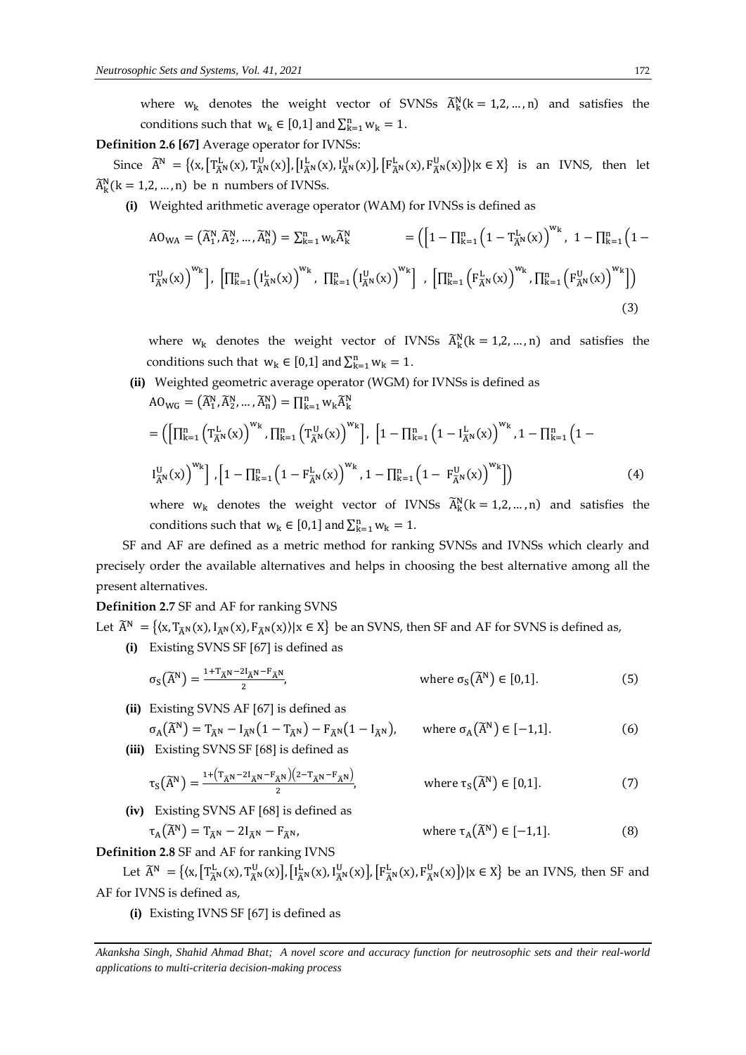where $w_k$ denotes the weight vector of SVNSs $\widetilde{A}_k^N (k = 1,2, \ldots, n)$ and satisfies the conditions such that $w_k \in [0,1]$ and $\sum_{k=1}^{n} w_k = 1$.

**Definition 2.6 [67]** Average operator for IVNSs:

Since $\widetilde{A}^N = \{\langle x, [T_{\widetilde{A}^N}^L(x), T_{\widetilde{A}^N}^U(x)], [I_{\widetilde{A}^N}^L(x), I_{\widetilde{A}^N}^U(x)], [F_{\widetilde{A}^N}^L(x), F_{\widetilde{A}^N}^U(x)]\rangle | x \in X\}$ is an IVNS, then let $\widetilde{A}_k^N (k = 1,2, \ldots, n)$ be n numbers of IVNSs.

**(i)** Weighted arithmetic average operator (WAM) for IVNSs is defined as

$$AO_{WA} = (\widetilde{A}_1^N, \widetilde{A}_2^N, \ldots, \widetilde{A}_n^N) = \sum_{k=1}^{n} w_k \widetilde{A}_k^N = \left(\left[1 - \prod_{k=1}^{n}\left(1 - T_{\widetilde{A}^N}^L(x)\right)^{w_k},\ 1 - \prod_{k=1}^{n}\left(1 - T_{\widetilde{A}^N}^U(x)\right)^{w_k}\right],\ \left[\prod_{k=1}^{n}\left(I_{\widetilde{A}^N}^L(x)\right)^{w_k},\ \prod_{k=1}^{n}\left(I_{\widetilde{A}^N}^U(x)\right)^{w_k}\right],\ \left[\prod_{k=1}^{n}\left(F_{\widetilde{A}^N}^L(x)\right)^{w_k}, \prod_{k=1}^{n}\left(F_{\widetilde{A}^N}^U(x)\right)^{w_k}\right]\right) \tag{3}$$

where $w_k$ denotes the weight vector of IVNSs $\widetilde{A}_k^N (k = 1,2, \ldots, n)$ and satisfies the conditions such that $w_k \in [0,1]$ and $\sum_{k=1}^{n} w_k = 1$.

**(ii)** Weighted geometric average operator (WGM) for IVNSs is defined as

$$AO_{WG} = (\widetilde{A}_1^N, \widetilde{A}_2^N, \ldots, \widetilde{A}_n^N) = \prod_{k=1}^{n} w_k \widetilde{A}_k^N$$

$$= \left(\left[\prod_{k=1}^{n}\left(T_{\widetilde{A}^N}^L(x)\right)^{w_k}, \prod_{k=1}^{n}\left(T_{\widetilde{A}^N}^U(x)\right)^{w_k}\right],\ \left[1 - \prod_{k=1}^{n}\left(1 - I_{\widetilde{A}^N}^L(x)\right)^{w_k}, 1 - \prod_{k=1}^{n}\left(1 - I_{\widetilde{A}^N}^U(x)\right)^{w_k}\right], \left[1 - \prod_{k=1}^{n}\left(1 - F_{\widetilde{A}^N}^L(x)\right)^{w_k}, 1 - \prod_{k=1}^{n}\left(1 - F_{\widetilde{A}^N}^U(x)\right)^{w_k}\right]\right) \tag{4}$$

where $w_k$ denotes the weight vector of IVNSs $\widetilde{A}_k^N (k = 1,2, \ldots, n)$ and satisfies the conditions such that $w_k \in [0,1]$ and $\sum_{k=1}^{n} w_k = 1$.

SF and AF are defined as a metric method for ranking SVNSs and IVNSs which clearly and precisely order the available alternatives and helps in choosing the best alternative among all the present alternatives.

**Definition 2.7** SF and AF for ranking SVNS

Let $\widetilde{A}^N = \{\langle x, T_{\widetilde{A}^N}(x), I_{\widetilde{A}^N}(x), F_{\widetilde{A}^N}(x)\rangle | x \in X\}$ be an SVNS, then SF and AF for SVNS is defined as,

**(i)** Existing SVNS SF [67] is defined as

$$\sigma_S(\widetilde{A}^N) = \frac{1 + T_{\widetilde{A}^N} - 2I_{\widetilde{A}^N} - F_{\widetilde{A}^N}}{2}, \qquad \text{where } \sigma_S(\widetilde{A}^N) \in [0,1]. \tag{5}$$

**(ii)** Existing SVNS AF [67] is defined as

$$\sigma_A(\widetilde{A}^N) = T_{\widetilde{A}^N} - I_{\widetilde{A}^N}(1 - T_{\widetilde{A}^N}) - F_{\widetilde{A}^N}(1 - I_{\widetilde{A}^N}), \qquad \text{where } \sigma_A(\widetilde{A}^N) \in [-1,1]. \tag{6}$$

**(iii)** Existing SVNS SF [68] is defined as

$$\tau_S(\widetilde{A}^N) = \frac{1 + \left(T_{\widetilde{A}^N} - 2I_{\widetilde{A}^N} - F_{\widetilde{A}^N}\right)\left(2 - T_{\widetilde{A}^N} - F_{\widetilde{A}^N}\right)}{2}, \qquad \text{where } \tau_S(\widetilde{A}^N) \in [0,1]. \tag{7}$$

**(iv)** Existing SVNS AF [68] is defined as

$$\tau_A(\widetilde{A}^N) = T_{\widetilde{A}^N} - 2I_{\widetilde{A}^N} - F_{\widetilde{A}^N}, \qquad \text{where } \tau_A(\widetilde{A}^N) \in [-1,1]. \tag{8}$$

**Definition 2.8** SF and AF for ranking IVNS

Let $\widetilde{A}^N = \{\langle x, [T_{\widetilde{A}^N}^L(x), T_{\widetilde{A}^N}^U(x)], [I_{\widetilde{A}^N}^L(x), I_{\widetilde{A}^N}^U(x)], [F_{\widetilde{A}^N}^L(x), F_{\widetilde{A}^N}^U(x)]\rangle | x \in X\}$ be an IVNS, then SF and AF for IVNS is defined as,

**(i)** Existing IVNS SF [67] is defined as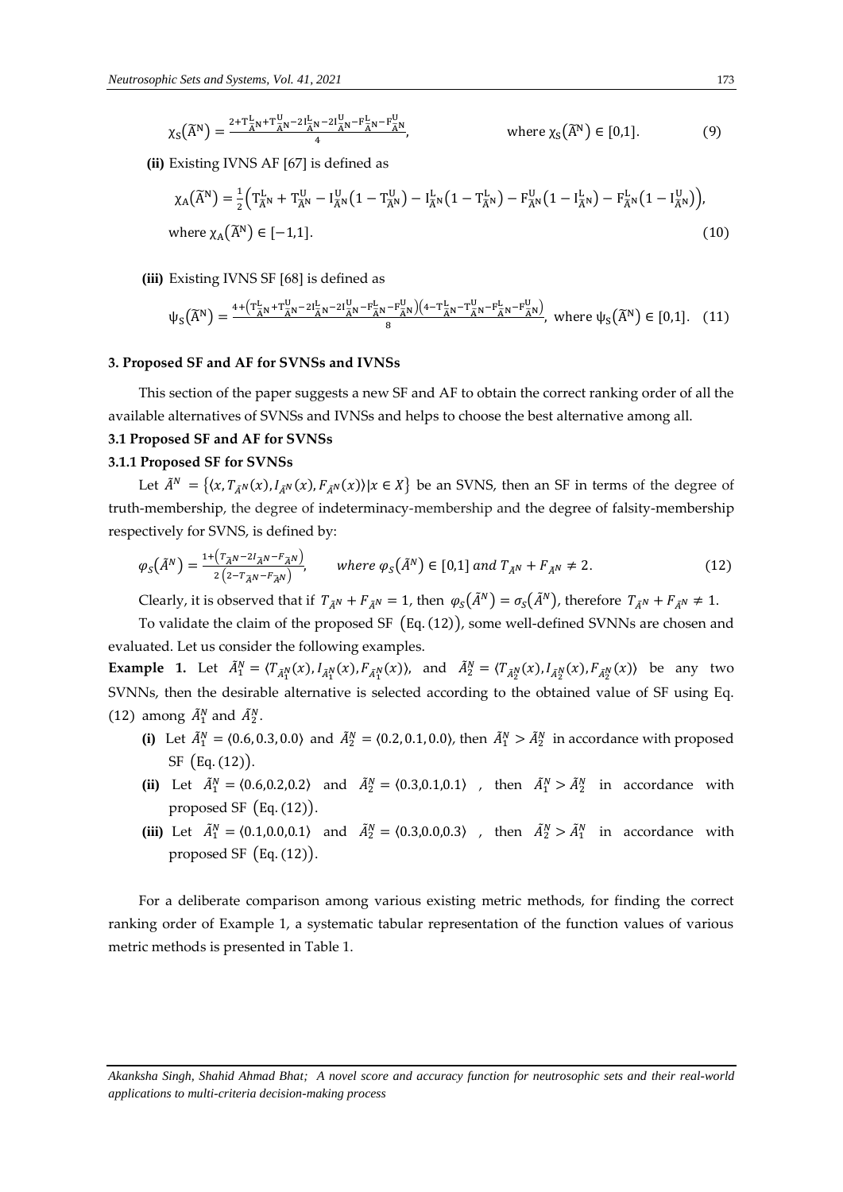$$\chi_S(\tilde{A}^N) = \frac{2+T^L_{\tilde{A}^N}+T^U_{\tilde{A}^N}-2I^L_{\tilde{A}^N}-2I^U_{\tilde{A}^N}-F^L_{\tilde{A}^N}-F^U_{\tilde{A}^N}}{4}, \qquad \text{where } \chi_S(\tilde{A}^N) \in [0,1]. \tag{9}$$

**(ii)** Existing IVNS AF [67] is defined as

$$\chi_A(\tilde{A}^N) = \frac{1}{2}\Big(T^L_{\tilde{A}^N} + T^U_{\tilde{A}^N} - I^U_{\tilde{A}^N}\big(1 - T^U_{\tilde{A}^N}\big) - I^L_{\tilde{A}^N}\big(1 - T^L_{\tilde{A}^N}\big) - F^U_{\tilde{A}^N}\big(1 - I^L_{\tilde{A}^N}\big) - F^L_{\tilde{A}^N}\big(1 - I^U_{\tilde{A}^N}\big)\Big),$$

where $\chi_A(\tilde{A}^N) \in [-1,1]$. (10)

**(iii)** Existing IVNS SF [68] is defined as

$$\psi_S(\tilde{A}^N) = \frac{4+\big(T^L_{\tilde{A}^N}+T^U_{\tilde{A}^N}-2I^L_{\tilde{A}^N}-2I^U_{\tilde{A}^N}-F^L_{\tilde{A}^N}-F^U_{\tilde{A}^N}\big)\big(4-T^L_{\tilde{A}^N}-T^U_{\tilde{A}^N}-F^L_{\tilde{A}^N}-F^U_{\tilde{A}^N}\big)}{8}, \text{ where } \psi_S(\tilde{A}^N) \in [0,1]. \tag{11}$$

### 3. Proposed SF and AF for SVNSs and IVNSs

This section of the paper suggests a new SF and AF to obtain the correct ranking order of all the available alternatives of SVNSs and IVNSs and helps to choose the best alternative among all.

#### 3.1 Proposed SF and AF for SVNSs

#### 3.1.1 Proposed SF for SVNSs

Let $\tilde{A}^N = \{\langle x, T_{\tilde{A}^N}(x), I_{\tilde{A}^N}(x), F_{\tilde{A}^N}(x)\rangle | x \in X\}$ be an SVNS, then an SF in terms of the degree of truth-membership, the degree of indeterminacy-membership and the degree of falsity-membership respectively for SVNS, is defined by:

$$\varphi_S(\tilde{A}^N) = \frac{1+\big(T_{\tilde{A}^N}-2I_{\tilde{A}^N}-F_{\tilde{A}^N}\big)}{2\big(2-T_{\tilde{A}^N}-F_{\tilde{A}^N}\big)}, \qquad where\ \varphi_S(\tilde{A}^N) \in [0,1]\ and\ T_{\tilde{A}^N}+F_{\tilde{A}^N} \neq 2. \tag{12}$$

Clearly, it is observed that if $T_{\tilde{A}^N} + F_{\tilde{A}^N} = 1$, then $\varphi_S(\tilde{A}^N) = \sigma_S(\tilde{A}^N)$, therefore $T_{\tilde{A}^N} + F_{\tilde{A}^N} \neq 1$.

To validate the claim of the proposed SF $(\text{Eq.}\,(12))$, some well-defined SVNNs are chosen and evaluated. Let us consider the following examples.

**Example 1.** Let $\tilde{A}^N_1 = \langle T_{\tilde{A}^N_1}(x), I_{\tilde{A}^N_1}(x), F_{\tilde{A}^N_1}(x)\rangle$, and $\tilde{A}^N_2 = \langle T_{\tilde{A}^N_2}(x), I_{\tilde{A}^N_2}(x), F_{\tilde{A}^N_2}(x)\rangle$ be any two SVNNs, then the desirable alternative is selected according to the obtained value of SF using Eq. (12) among $\tilde{A}^N_1$ and $\tilde{A}^N_2$.

- **(i)** Let $\tilde{A}^N_1 = \langle 0.6, 0.3, 0.0\rangle$ and $\tilde{A}^N_2 = \langle 0.2, 0.1, 0.0\rangle$, then $\tilde{A}^N_1 > \tilde{A}^N_2$ in accordance with proposed SF $(\text{Eq.}\,(12))$.
- **(ii)** Let $\tilde{A}^N_1 = \langle 0.6,0.2,0.2\rangle$ and $\tilde{A}^N_2 = \langle 0.3,0.1,0.1\rangle$, then $\tilde{A}^N_1 > \tilde{A}^N_2$ in accordance with proposed SF $(\text{Eq.}\,(12))$.
- **(iii)** Let $\tilde{A}^N_1 = \langle 0.1,0.0,0.1\rangle$ and $\tilde{A}^N_2 = \langle 0.3,0.0,0.3\rangle$, then $\tilde{A}^N_2 > \tilde{A}^N_1$ in accordance with proposed SF $(\text{Eq.}\,(12))$.

For a deliberate comparison among various existing metric methods, for finding the correct ranking order of Example 1, a systematic tabular representation of the function values of various metric methods is presented in Table 1.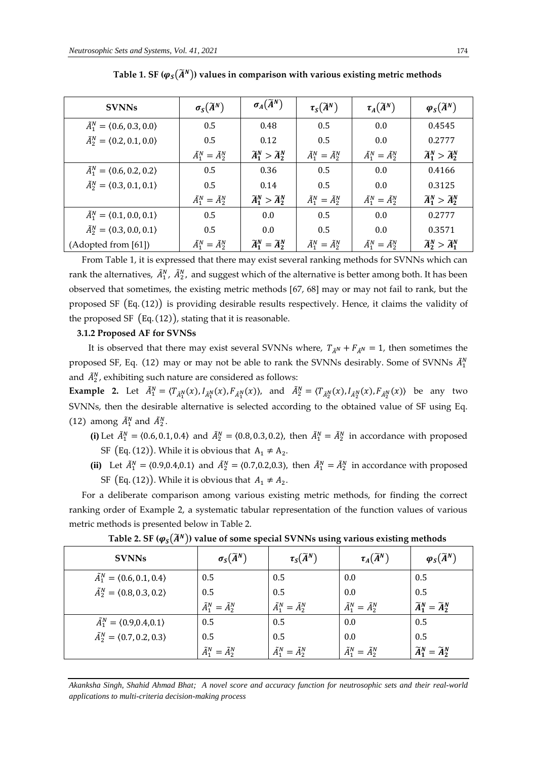**Table 1. SF ($\varphi_S(\tilde{A}^N)$) values in comparison with various existing metric methods**

| SVNNs | $\sigma_S(\tilde{A}^N)$ | $\sigma_A(\tilde{A}^N)$ | $\tau_S(\tilde{A}^N)$ | $\tau_A(\tilde{A}^N)$ | $\varphi_S(\tilde{A}^N)$ |
|---|---|---|---|---|---|
| $\tilde{A}_1^N = \langle 0.6, 0.3, 0.0\rangle$ | 0.5 | 0.48 | 0.5 | 0.0 | 0.4545 |
| $\tilde{A}_2^N = \langle 0.2, 0.1, 0.0\rangle$ | 0.5 | 0.12 | 0.5 | 0.0 | 0.2777 |
| | $\tilde{A}_1^N = \tilde{A}_2^N$ | $\tilde{A}_1^N > \tilde{A}_2^N$ | $\tilde{A}_1^N = \tilde{A}_2^N$ | $\tilde{A}_1^N = \tilde{A}_2^N$ | $\tilde{A}_1^N > \tilde{A}_2^N$ |
| $\tilde{A}_1^N = \langle 0.6, 0.2, 0.2\rangle$ | 0.5 | 0.36 | 0.5 | 0.0 | 0.4166 |
| $\tilde{A}_2^N = \langle 0.3, 0.1, 0.1\rangle$ | 0.5 | 0.14 | 0.5 | 0.0 | 0.3125 |
| | $\tilde{A}_1^N = \tilde{A}_2^N$ | $\tilde{A}_1^N > \tilde{A}_2^N$ | $\tilde{A}_1^N = \tilde{A}_2^N$ | $\tilde{A}_1^N = \tilde{A}_2^N$ | $\tilde{A}_1^N > \tilde{A}_2^N$ |
| $\tilde{A}_1^N = \langle 0.1, 0.0, 0.1\rangle$ | 0.5 | 0.0 | 0.5 | 0.0 | 0.2777 |
| $\tilde{A}_2^N = \langle 0.3, 0.0, 0.1\rangle$ | 0.5 | 0.0 | 0.5 | 0.0 | 0.3571 |
| (Adopted from [61]) | $\tilde{A}_1^N = \tilde{A}_2^N$ | $\tilde{A}_1^N = \tilde{A}_2^N$ | $\tilde{A}_1^N = \tilde{A}_2^N$ | $\tilde{A}_1^N = \tilde{A}_2^N$ | $\tilde{A}_2^N > \tilde{A}_1^N$ |

From Table 1, it is expressed that there may exist several ranking methods for SVNNs which can rank the alternatives, $\tilde{A}_1^N$, $\tilde{A}_2^N$, and suggest which of the alternative is better among both. It has been observed that sometimes, the existing metric methods [67, 68] may or may not fail to rank, but the proposed SF $(\text{Eq.}\,(12))$ is providing desirable results respectively. Hence, it claims the validity of the proposed SF $(\text{Eq.}\,(12))$, stating that it is reasonable.

### 3.1.2 Proposed AF for SVNSs

It is observed that there may exist several SVNNs where, $T_{\tilde{A}^N} + F_{\tilde{A}^N} = 1$, then sometimes the proposed SF, Eq. (12) may or may not be able to rank the SVNNs desirably. Some of SVNNs $\tilde{A}_1^N$ and $\tilde{A}_2^N$, exhibiting such nature are considered as follows:

**Example 2.** Let $\tilde{A}_1^N = \langle T_{\tilde{A}_1^N}(x), I_{\tilde{A}_1^N}(x), F_{\tilde{A}_1^N}(x)\rangle$, and $\tilde{A}_2^N = \langle T_{\tilde{A}_2^N}(x), I_{\tilde{A}_2^N}(x), F_{\tilde{A}_2^N}(x)\rangle$ be any two SVNNs, then the desirable alternative is selected according to the obtained value of SF using Eq. (12) among $\tilde{A}_1^N$ and $\tilde{A}_2^N$.

- **(i)** Let $\tilde{A}_1^N = \langle 0.6, 0.1, 0.4\rangle$ and $\tilde{A}_2^N = \langle 0.8, 0.3, 0.2\rangle$, then $\tilde{A}_1^N = \tilde{A}_2^N$ in accordance with proposed SF $(\text{Eq.}\,(12))$. While it is obvious that $A_1 \neq A_2$.
- **(ii)** Let $\tilde{A}_1^N = \langle 0.9, 0.4, 0.1\rangle$ and $\tilde{A}_2^N = \langle 0.7, 0.2, 0.3\rangle$, then $\tilde{A}_1^N = \tilde{A}_2^N$ in accordance with proposed SF $(\text{Eq.}\,(12))$. While it is obvious that $A_1 \neq A_2$.

For a deliberate comparison among various existing metric methods, for finding the correct ranking order of Example 2, a systematic tabular representation of the function values of various metric methods is presented below in Table 2.

**Table 2. SF ($\varphi_S(\tilde{A}^N)$) value of some special SVNNs using various existing methods**

| SVNNs | $\sigma_S(\tilde{A}^N)$ | $\tau_S(\tilde{A}^N)$ | $\tau_A(\tilde{A}^N)$ | $\varphi_S(\tilde{A}^N)$ |
|---|---|---|---|---|
| $\tilde{A}_1^N = \langle 0.6, 0.1, 0.4\rangle$ | 0.5 | 0.5 | 0.0 | 0.5 |
| $\tilde{A}_2^N = \langle 0.8, 0.3, 0.2\rangle$ | 0.5 | 0.5 | 0.0 | 0.5 |
| | $\tilde{A}_1^N = \tilde{A}_2^N$ | $\tilde{A}_1^N = \tilde{A}_2^N$ | $\tilde{A}_1^N = \tilde{A}_2^N$ | $\tilde{A}_1^N = \tilde{A}_2^N$ |
| $\tilde{A}_1^N = \langle 0.9, 0.4, 0.1\rangle$ | 0.5 | 0.5 | 0.0 | 0.5 |
| $\tilde{A}_2^N = \langle 0.7, 0.2, 0.3\rangle$ | 0.5 | 0.5 | 0.0 | 0.5 |
| | $\tilde{A}_1^N = \tilde{A}_2^N$ | $\tilde{A}_1^N = \tilde{A}_2^N$ | $\tilde{A}_1^N = \tilde{A}_2^N$ | $\tilde{A}_1^N = \tilde{A}_2^N$ |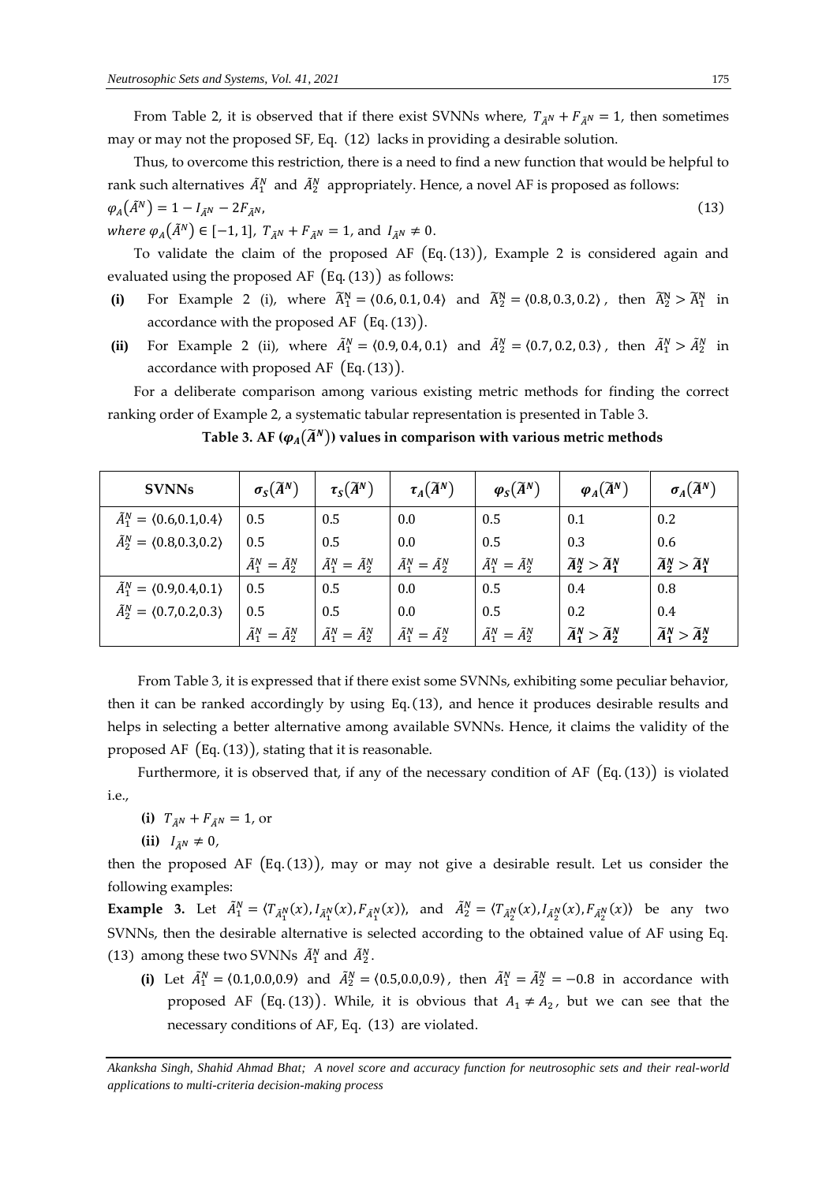From Table 2, it is observed that if there exist SVNNs where, $T_{\tilde{A}^N} + F_{\tilde{A}^N} = 1$, then sometimes may or may not the proposed SF, Eq. (12) lacks in providing a desirable solution.

Thus, to overcome this restriction, there is a need to find a new function that would be helpful to rank such alternatives $\tilde{A}_1^N$ and $\tilde{A}_2^N$ appropriately. Hence, a novel AF is proposed as follows:

$$\varphi_A(\tilde{A}^N) = 1 - I_{\tilde{A}^N} - 2F_{\tilde{A}^N}, \tag{13}$$

*where* $\varphi_A(\tilde{A}^N) \in [-1, 1]$, $T_{\tilde{A}^N} + F_{\tilde{A}^N} = 1$, and $I_{\tilde{A}^N} \neq 0$.

To validate the claim of the proposed AF $(\text{Eq.}(13))$, Example 2 is considered again and evaluated using the proposed AF $(\text{Eq.}(13))$ as follows:

**(i)** For Example 2 (i), where $\tilde{A}_1^N = \langle 0.6, 0.1, 0.4\rangle$ and $\tilde{A}_2^N = \langle 0.8, 0.3, 0.2\rangle$, then $\tilde{A}_2^N > \tilde{A}_1^N$ in accordance with the proposed AF $(\text{Eq.}(13))$.

**(ii)** For Example 2 (ii), where $\tilde{A}_1^N = \langle 0.9, 0.4, 0.1\rangle$ and $\tilde{A}_2^N = \langle 0.7, 0.2, 0.3\rangle$, then $\tilde{A}_1^N > \tilde{A}_2^N$ in accordance with proposed AF $(\text{Eq.}(13))$.

For a deliberate comparison among various existing metric methods for finding the correct ranking order of Example 2, a systematic tabular representation is presented in Table 3.

**Table 3. AF ($\varphi_A(\tilde{A}^N)$) values in comparison with various metric methods**

| SVNNs | $\sigma_S(\tilde{A}^N)$ | $\tau_S(\tilde{A}^N)$ | $\tau_A(\tilde{A}^N)$ | $\varphi_S(\tilde{A}^N)$ | $\varphi_A(\tilde{A}^N)$ | $\sigma_A(\tilde{A}^N)$ |
|---|---|---|---|---|---|---|
| $\tilde{A}_1^N = \langle 0.6,0.1,0.4\rangle$ | 0.5 | 0.5 | 0.0 | 0.5 | 0.1 | 0.2 |
| $\tilde{A}_2^N = \langle 0.8,0.3,0.2\rangle$ | 0.5 | 0.5 | 0.0 | 0.5 | 0.3 | 0.6 |
| | $\tilde{A}_1^N = \tilde{A}_2^N$ | $\tilde{A}_1^N = \tilde{A}_2^N$ | $\tilde{A}_1^N = \tilde{A}_2^N$ | $\tilde{A}_1^N = \tilde{A}_2^N$ | $\tilde{A}_2^N > \tilde{A}_1^N$ | $\tilde{A}_2^N > \tilde{A}_1^N$ |
| $\tilde{A}_1^N = \langle 0.9,0.4,0.1\rangle$ | 0.5 | 0.5 | 0.0 | 0.5 | 0.4 | 0.8 |
| $\tilde{A}_2^N = \langle 0.7,0.2,0.3\rangle$ | 0.5 | 0.5 | 0.0 | 0.5 | 0.2 | 0.4 |
| | $\tilde{A}_1^N = \tilde{A}_2^N$ | $\tilde{A}_1^N = \tilde{A}_2^N$ | $\tilde{A}_1^N = \tilde{A}_2^N$ | $\tilde{A}_1^N = \tilde{A}_2^N$ | $\tilde{A}_1^N > \tilde{A}_2^N$ | $\tilde{A}_1^N > \tilde{A}_2^N$ |

From Table 3, it is expressed that if there exist some SVNNs, exhibiting some peculiar behavior, then it can be ranked accordingly by using Eq.(13), and hence it produces desirable results and helps in selecting a better alternative among available SVNNs. Hence, it claims the validity of the proposed AF $(\text{Eq.}(13))$, stating that it is reasonable.

Furthermore, it is observed that, if any of the necessary condition of AF $(\text{Eq.}(13))$ is violated i.e.,

**(i)** $T_{\tilde{A}^N} + F_{\tilde{A}^N} = 1$, or

**(ii)** $I_{\tilde{A}^N} \neq 0$,

then the proposed AF $(\text{Eq.}(13))$, may or may not give a desirable result. Let us consider the following examples:

**Example 3.** Let $\tilde{A}_1^N = \langle T_{\tilde{A}_1^N}(x), I_{\tilde{A}_1^N}(x), F_{\tilde{A}_1^N}(x)\rangle$, and $\tilde{A}_2^N = \langle T_{\tilde{A}_2^N}(x), I_{\tilde{A}_2^N}(x), F_{\tilde{A}_2^N}(x)\rangle$ be any two SVNNs, then the desirable alternative is selected according to the obtained value of AF using Eq. (13) among these two SVNNs $\tilde{A}_1^N$ and $\tilde{A}_2^N$.

**(i)** Let $\tilde{A}_1^N = \langle 0.1, 0.0, 0.9\rangle$ and $\tilde{A}_2^N = \langle 0.5, 0.0, 0.9\rangle$, then $\tilde{A}_1^N = \tilde{A}_2^N = -0.8$ in accordance with proposed AF $(\text{Eq.}(13))$. While, it is obvious that $A_1 \neq A_2$, but we can see that the necessary conditions of AF, Eq. (13) are violated.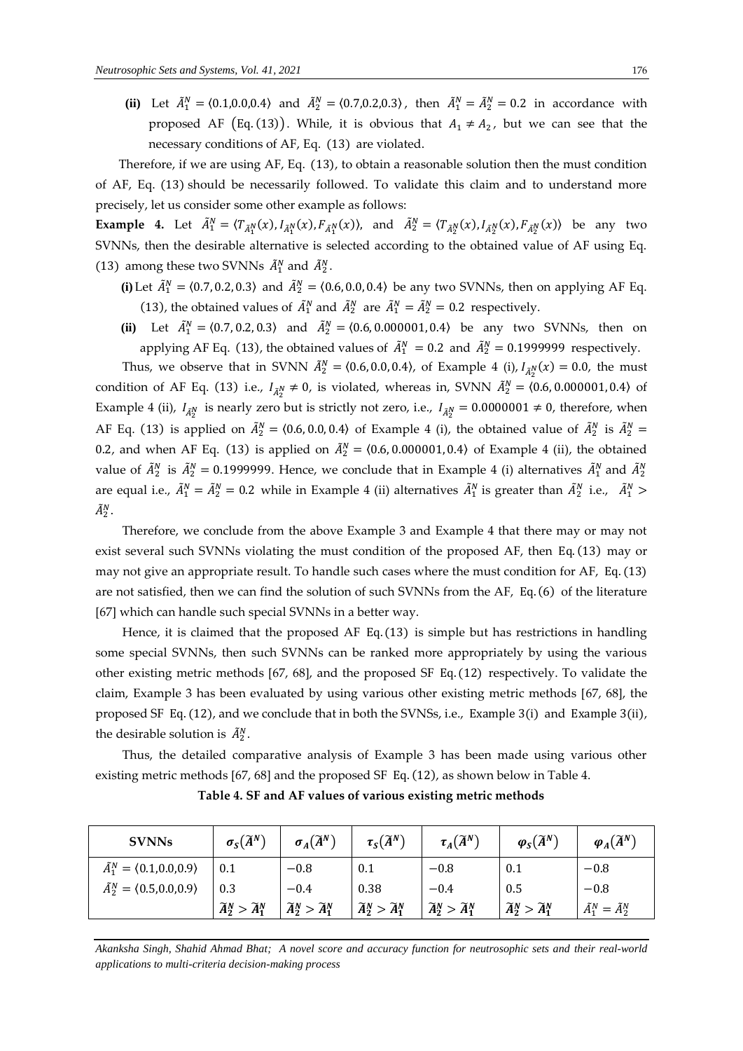(ii) Let $\tilde{A}_1^N = \langle 0.1, 0.0, 0.4 \rangle$ and $\tilde{A}_2^N = \langle 0.7, 0.2, 0.3 \rangle$, then $\tilde{A}_1^N = \tilde{A}_2^N = 0.2$ in accordance with proposed AF (Eq. (13)). While, it is obvious that $A_1 \neq A_2$, but we can see that the necessary conditions of AF, Eq. (13) are violated.

Therefore, if we are using AF, Eq. (13), to obtain a reasonable solution then the must condition of AF, Eq. (13) should be necessarily followed. To validate this claim and to understand more precisely, let us consider some other example as follows:

**Example 4.** Let $\tilde{A}_1^N = \langle T_{\tilde{A}_1^N}(x), I_{\tilde{A}_1^N}(x), F_{\tilde{A}_1^N}(x) \rangle$, and $\tilde{A}_2^N = \langle T_{\tilde{A}_2^N}(x), I_{\tilde{A}_2^N}(x), F_{\tilde{A}_2^N}(x) \rangle$ be any two SVNNs, then the desirable alternative is selected according to the obtained value of AF using Eq. (13) among these two SVNNs $\tilde{A}_1^N$ and $\tilde{A}_2^N$.

**(i)** Let $\tilde{A}_1^N = \langle 0.7, 0.2, 0.3 \rangle$ and $\tilde{A}_2^N = \langle 0.6, 0.0, 0.4 \rangle$ be any two SVNNs, then on applying AF Eq. (13), the obtained values of $\tilde{A}_1^N$ and $\tilde{A}_2^N$ are $\tilde{A}_1^N = \tilde{A}_2^N = 0.2$ respectively.

**(ii)** Let $\tilde{A}_1^N = \langle 0.7, 0.2, 0.3 \rangle$ and $\tilde{A}_2^N = \langle 0.6, 0.000001, 0.4 \rangle$ be any two SVNNs, then on applying AF Eq. (13), the obtained values of $\tilde{A}_1^N = 0.2$ and $\tilde{A}_2^N = 0.1999999$ respectively.

Thus, we observe that in SVNN $\tilde{A}_2^N = \langle 0.6, 0.0, 0.4 \rangle$, of Example 4 (i), $I_{\tilde{A}_2^N}(x) = 0.0$, the must condition of AF Eq. (13) i.e., $I_{\tilde{A}_2^N} \neq 0$, is violated, whereas in, SVNN $\tilde{A}_2^N = \langle 0.6, 0.000001, 0.4 \rangle$ of Example 4 (ii), $I_{\tilde{A}_2^N}$ is nearly zero but is strictly not zero, i.e., $I_{\tilde{A}_2^N} = 0.0000001 \neq 0$, therefore, when AF Eq. (13) is applied on $\tilde{A}_2^N = \langle 0.6, 0.0, 0.4 \rangle$ of Example 4 (i), the obtained value of $\tilde{A}_2^N$ is $\tilde{A}_2^N = 0.2$, and when AF Eq. (13) is applied on $\tilde{A}_2^N = \langle 0.6, 0.000001, 0.4 \rangle$ of Example 4 (ii), the obtained value of $\tilde{A}_2^N$ is $\tilde{A}_2^N = 0.1999999$. Hence, we conclude that in Example 4 (i) alternatives $\tilde{A}_1^N$ and $\tilde{A}_2^N$ are equal i.e., $\tilde{A}_1^N = \tilde{A}_2^N = 0.2$ while in Example 4 (ii) alternatives $\tilde{A}_1^N$ is greater than $\tilde{A}_2^N$ i.e., $\tilde{A}_1^N > \tilde{A}_2^N$.

Therefore, we conclude from the above Example 3 and Example 4 that there may or may not exist several such SVNNs violating the must condition of the proposed AF, then Eq. (13) may or may not give an appropriate result. To handle such cases where the must condition for AF, Eq. (13) are not satisfied, then we can find the solution of such SVNNs from the AF, Eq. (6) of the literature [67] which can handle such special SVNNs in a better way.

Hence, it is claimed that the proposed AF Eq. (13) is simple but has restrictions in handling some special SVNNs, then such SVNNs can be ranked more appropriately by using the various other existing metric methods [67, 68], and the proposed SF Eq. (12) respectively. To validate the claim, Example 3 has been evaluated by using various other existing metric methods [67, 68], the proposed SF Eq. (12), and we conclude that in both the SVNSs, i.e., Example 3(i) and Example 3(ii), the desirable solution is $\tilde{A}_2^N$.

Thus, the detailed comparative analysis of Example 3 has been made using various other existing metric methods [67, 68] and the proposed SF Eq. (12), as shown below in Table 4.

**Table 4. SF and AF values of various existing metric methods**

| SVNNs | $\sigma_S(\tilde{A}^N)$ | $\sigma_A(\tilde{A}^N)$ | $\tau_S(\tilde{A}^N)$ | $\tau_A(\tilde{A}^N)$ | $\varphi_S(\tilde{A}^N)$ | $\varphi_A(\tilde{A}^N)$ |
|---|---|---|---|---|---|---|
| $\tilde{A}_1^N = \langle 0.1, 0.0, 0.9 \rangle$ | 0.1 | $-0.8$ | 0.1 | $-0.8$ | 0.1 | $-0.8$ |
| $\tilde{A}_2^N = \langle 0.5, 0.0, 0.9 \rangle$ | 0.3 | $-0.4$ | 0.38 | $-0.4$ | 0.5 | $-0.8$ |
| | $\tilde{A}_2^N > \tilde{A}_1^N$ | $\tilde{A}_2^N > \tilde{A}_1^N$ | $\tilde{A}_2^N > \tilde{A}_1^N$ | $\tilde{A}_2^N > \tilde{A}_1^N$ | $\tilde{A}_2^N > \tilde{A}_1^N$ | $\tilde{A}_1^N = \tilde{A}_2^N$ |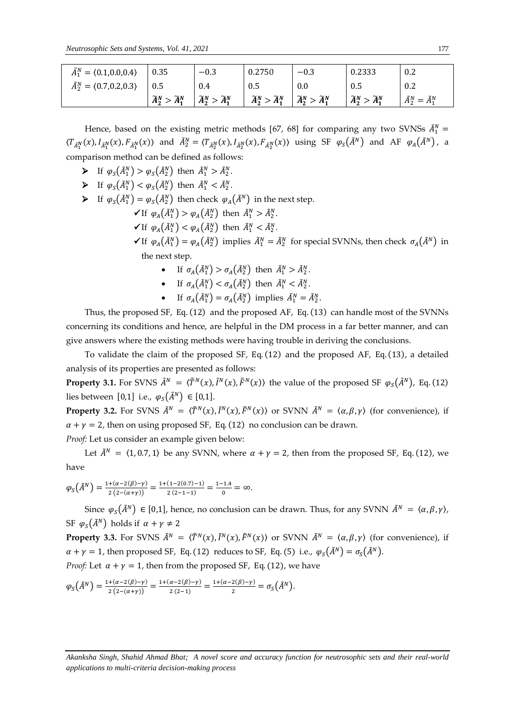| $\tilde{A}_1^N = \langle 0.1, 0.0, 0.4 \rangle$ | 0.35 | $-0.3$ | 0.2750 | $-0.3$ | 0.2333 | 0.2 |
|---|---|---|---|---|---|---|
| $\tilde{A}_2^N = \langle 0.7, 0.2, 0.3 \rangle$ | 0.5 | 0.4 | 0.5 | 0.0 | 0.5 | 0.2 |
| | $\tilde{A}_2^N > \tilde{A}_1^N$ | $\tilde{A}_2^N > \tilde{A}_1^N$ | $\tilde{A}_2^N > \tilde{A}_1^N$ | $\tilde{A}_2^N > \tilde{A}_1^N$ | $\tilde{A}_2^N > \tilde{A}_1^N$ | $\tilde{A}_2^N = \tilde{A}_1^N$ |

Hence, based on the existing metric methods [67, 68] for comparing any two SVNSs $\tilde{A}_1^N = \langle T_{\tilde{A}_1^N}(x), I_{\tilde{A}_1^N}(x), F_{\tilde{A}_1^N}(x) \rangle$ and $\tilde{A}_2^N = \langle T_{\tilde{A}_2^N}(x), I_{\tilde{A}_2^N}(x), F_{\tilde{A}_2^N}(x) \rangle$ using SF $\varphi_S(\tilde{A}^N)$ and AF $\varphi_A(\tilde{A}^N)$, a comparison method can be defined as follows:

- If $\varphi_S(\tilde{A}_1^N) > \varphi_S(\tilde{A}_2^N)$ then $\tilde{A}_1^N > \tilde{A}_2^N$.
- If $\varphi_S(\tilde{A}_1^N) < \varphi_S(\tilde{A}_2^N)$ then $\tilde{A}_1^N < \tilde{A}_2^N$.
- If $\varphi_S(\tilde{A}_1^N) = \varphi_S(\tilde{A}_2^N)$ then check $\varphi_A(\tilde{A}^N)$ in the next step.
  - ✓If $\varphi_A(\tilde{A}_1^N) > \varphi_A(\tilde{A}_2^N)$ then $\tilde{A}_1^N > \tilde{A}_2^N$.
  - ✓If $\varphi_A(\tilde{A}_1^N) < \varphi_A(\tilde{A}_2^N)$ then $\tilde{A}_1^N < \tilde{A}_2^N$.
  - ✓If $\varphi_A(\tilde{A}_1^N) = \varphi_A(\tilde{A}_2^N)$ implies $\tilde{A}_1^N = \tilde{A}_2^N$ for special SVNNs, then check $\sigma_A(\tilde{A}^N)$ in the next step.
    - If $\sigma_A(\tilde{A}_1^N) > \sigma_A(\tilde{A}_2^N)$ then $\tilde{A}_1^N > \tilde{A}_2^N$.
    - If $\sigma_A(\tilde{A}_1^N) < \sigma_A(\tilde{A}_2^N)$ then $\tilde{A}_1^N < \tilde{A}_2^N$.
    - If $\sigma_A(\tilde{A}_1^N) = \sigma_A(\tilde{A}_2^N)$ implies $\tilde{A}_1^N = \tilde{A}_2^N$.

Thus, the proposed SF, Eq. (12) and the proposed AF, Eq. (13) can handle most of the SVNNs concerning its conditions and hence, are helpful in the DM process in a far better manner, and can give answers where the existing methods were having trouble in deriving the conclusions.

To validate the claim of the proposed SF, Eq. (12) and the proposed AF, Eq. (13), a detailed analysis of its properties are presented as follows:

**Property 3.1.** For SVNS $\tilde{A}^N = \langle \tilde{T}^N(x), \tilde{I}^N(x), \tilde{F}^N(x) \rangle$ the value of the proposed SF $\varphi_S(\tilde{A}^N)$, Eq. (12) lies between $[0,1]$ i.e., $\varphi_S(\tilde{A}^N) \in [0,1]$.

**Property 3.2.** For SVNS $\tilde{A}^N = \langle \tilde{T}^N(x), \tilde{I}^N(x), \tilde{F}^N(x) \rangle$ or SVNN $\tilde{A}^N = \langle \alpha, \beta, \gamma \rangle$ (for convenience), if $\alpha + \gamma = 2$, then on using proposed SF, Eq. (12) no conclusion can be drawn.

*Proof:* Let us consider an example given below:

Let $\tilde{A}^N = \langle 1, 0.7, 1 \rangle$ be any SVNN, where $\alpha + \gamma = 2$, then from the proposed SF, Eq. (12), we have

$$\varphi_S(\tilde{A}^N) = \frac{1+(\alpha-2(\beta)-\gamma)}{2\,(2-(\alpha+\gamma))} = \frac{1+(1-2(0.7)-1)}{2\,(2-1-1)} = \frac{1-1.4}{0} = \infty.$$

Since $\varphi_S(\tilde{A}^N) \in [0,1]$, hence, no conclusion can be drawn. Thus, for any SVNN $\tilde{A}^N = \langle \alpha, \beta, \gamma \rangle$, SF $\varphi_S(\tilde{A}^N)$ holds if $\alpha + \gamma \neq 2$

**Property 3.3.** For SVNS $\tilde{A}^N = \langle \tilde{T}^N(x), \tilde{I}^N(x), \tilde{F}^N(x) \rangle$ or SVNN $\tilde{A}^N = \langle \alpha, \beta, \gamma \rangle$ (for convenience), if $\alpha + \gamma = 1$, then proposed SF, Eq. (12) reduces to SF, Eq. (5) i.e., $\varphi_S(\tilde{A}^N) = \sigma_S(\tilde{A}^N)$.

*Proof:* Let $\alpha + \gamma = 1$, then from the proposed SF, Eq. (12), we have

$$\varphi_S(\tilde{A}^N) = \frac{1+(\alpha-2(\beta)-\gamma)}{2\,(2-(\alpha+\gamma))} = \frac{1+(\alpha-2(\beta)-\gamma)}{2\,(2-1)} = \frac{1+(\alpha-2(\beta)-\gamma)}{2} = \sigma_S(\tilde{A}^N).$$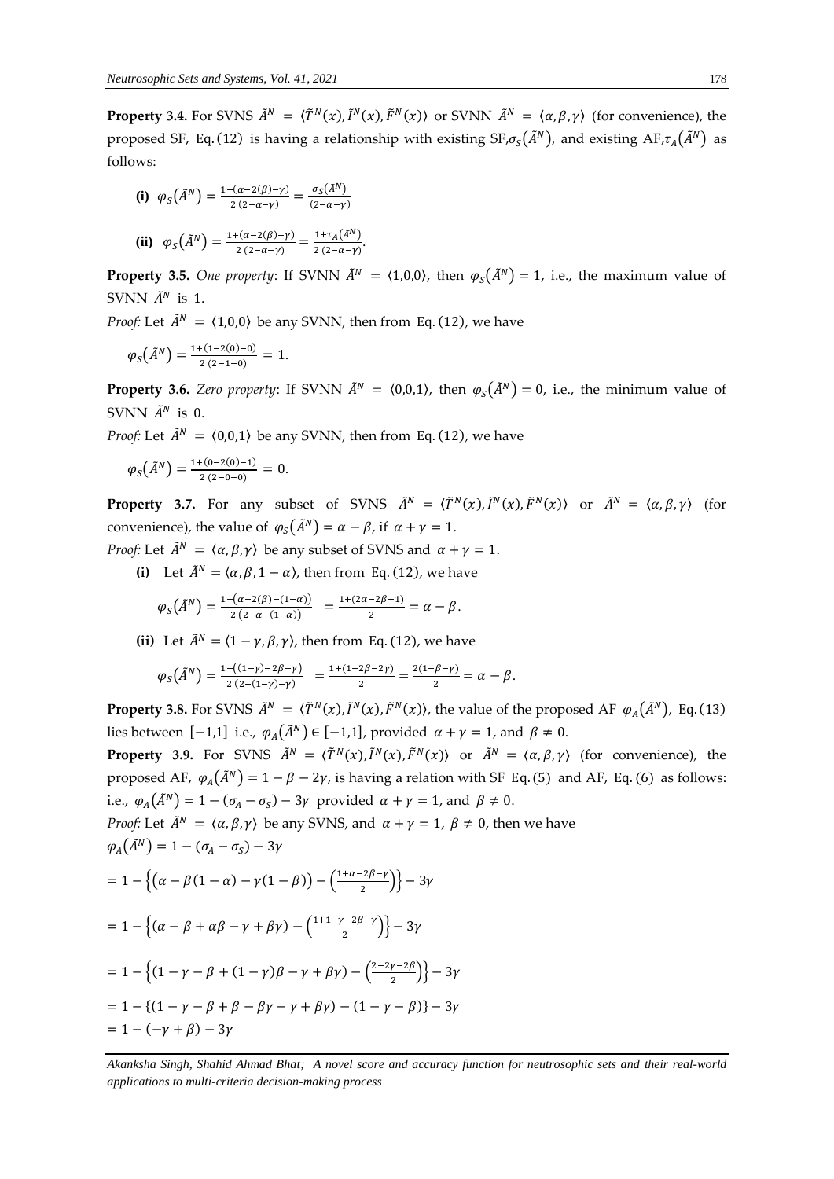**Property 3.4.** For SVNS $\tilde{A}^N = \langle \tilde{T}^N(x), \tilde{I}^N(x), \tilde{F}^N(x) \rangle$ or SVNN $\tilde{A}^N = \langle \alpha, \beta, \gamma \rangle$ (for convenience), the proposed SF, Eq. (12) is having a relationship with existing SF, $\sigma_S(\tilde{A}^N)$, and existing AF, $\tau_A(\tilde{A}^N)$ as follows:

**(i)** $\varphi_S(\tilde{A}^N) = \frac{1+(\alpha-2(\beta)-\gamma)}{2\,(2-\alpha-\gamma)} = \frac{\sigma_S(\tilde{A}^N)}{(2-\alpha-\gamma)}$

**(ii)** $\varphi_S(\tilde{A}^N) = \frac{1+(\alpha-2(\beta)-\gamma)}{2\,(2-\alpha-\gamma)} = \frac{1+\tau_A(\tilde{A}^N)}{2\,(2-\alpha-\gamma)}$.

**Property 3.5.** *One property*: If SVNN $\tilde{A}^N = \langle 1,0,0 \rangle$, then $\varphi_S(\tilde{A}^N) = 1$, i.e., the maximum value of SVNN $\tilde{A}^N$ is 1.

*Proof:* Let $\tilde{A}^N = \langle 1,0,0 \rangle$ be any SVNN, then from Eq. (12), we have

$$\varphi_S(\tilde{A}^N) = \frac{1+(1-2(0)-0)}{2\,(2-1-0)} = 1.$$

**Property 3.6.** *Zero property*: If SVNN $\tilde{A}^N = \langle 0,0,1 \rangle$, then $\varphi_S(\tilde{A}^N) = 0$, i.e., the minimum value of SVNN $\tilde{A}^N$ is 0.

*Proof:* Let $\tilde{A}^N = \langle 0,0,1 \rangle$ be any SVNN, then from Eq. (12), we have

$$\varphi_S(\tilde{A}^N) = \frac{1+(0-2(0)-1)}{2\,(2-0-0)} = 0.$$

**Property 3.7.** For any subset of SVNS $\tilde{A}^N = \langle \tilde{T}^N(x), \tilde{I}^N(x), \tilde{F}^N(x) \rangle$ or $\tilde{A}^N = \langle \alpha, \beta, \gamma \rangle$ (for convenience), the value of $\varphi_S(\tilde{A}^N) = \alpha - \beta$, if $\alpha + \gamma = 1$.

*Proof:* Let $\tilde{A}^N = \langle \alpha, \beta, \gamma \rangle$ be any subset of SVNS and $\alpha + \gamma = 1$.

**(i)** Let $\tilde{A}^N = \langle \alpha, \beta, 1-\alpha \rangle$, then from Eq. (12), we have

$$\varphi_S(\tilde{A}^N) = \frac{1+\left(\alpha-2(\beta)-(1-\alpha)\right)}{2\,(2-\alpha-(1-\alpha))} = \frac{1+(2\alpha-2\beta-1)}{2} = \alpha - \beta.$$

**(ii)** Let $\tilde{A}^N = \langle 1-\gamma, \beta, \gamma \rangle$, then from Eq. (12), we have

$$\varphi_S(\tilde{A}^N) = \frac{1+\left((1-\gamma)-2\beta-\gamma\right)}{2\,(2-(1-\gamma)-\gamma)} = \frac{1+(1-2\beta-2\gamma)}{2} = \frac{2(1-\beta-\gamma)}{2} = \alpha - \beta.$$

**Property 3.8.** For SVNS $\tilde{A}^N = \langle \tilde{T}^N(x), \tilde{I}^N(x), \tilde{F}^N(x) \rangle$, the value of the proposed AF $\varphi_A(\tilde{A}^N)$, Eq. (13) lies between $[-1,1]$ i.e., $\varphi_A(\tilde{A}^N) \in [-1,1]$, provided $\alpha + \gamma = 1$, and $\beta \neq 0$.

**Property 3.9.** For SVNS $\tilde{A}^N = \langle \tilde{T}^N(x), \tilde{I}^N(x), \tilde{F}^N(x) \rangle$ or $\tilde{A}^N = \langle \alpha, \beta, \gamma \rangle$ (for convenience), the proposed AF, $\varphi_A(\tilde{A}^N) = 1 - \beta - 2\gamma$, is having a relation with SF Eq. (5) and AF, Eq. (6) as follows: i.e., $\varphi_A(\tilde{A}^N) = 1 - (\sigma_A - \sigma_S) - 3\gamma$ provided $\alpha + \gamma = 1$, and $\beta \neq 0$.

*Proof:* Let $\tilde{A}^N = \langle \alpha, \beta, \gamma \rangle$ be any SVNS, and $\alpha + \gamma = 1$, $\beta \neq 0$, then we have

$$\varphi_A(\tilde{A}^N) = 1 - (\sigma_A - \sigma_S) - 3\gamma$$

$$= 1 - \left\{ \left(\alpha - \beta(1-\alpha) - \gamma(1-\beta)\right) - \left(\frac{1+\alpha-2\beta-\gamma}{2}\right) \right\} - 3\gamma$$

$$= 1 - \left\{ (\alpha - \beta + \alpha\beta - \gamma + \beta\gamma) - \left(\frac{1+1-\gamma-2\beta-\gamma}{2}\right) \right\} - 3\gamma$$

$$= 1 - \left\{ (1 - \gamma - \beta + (1-\gamma)\beta - \gamma + \beta\gamma) - \left(\frac{2-2\gamma-2\beta}{2}\right) \right\} - 3\gamma$$

$$= 1 - \{ (1 - \gamma - \beta + \beta - \beta\gamma - \gamma + \beta\gamma) - (1 - \gamma - \beta) \} - 3\gamma$$

$$= 1 - (-\gamma + \beta) - 3\gamma$$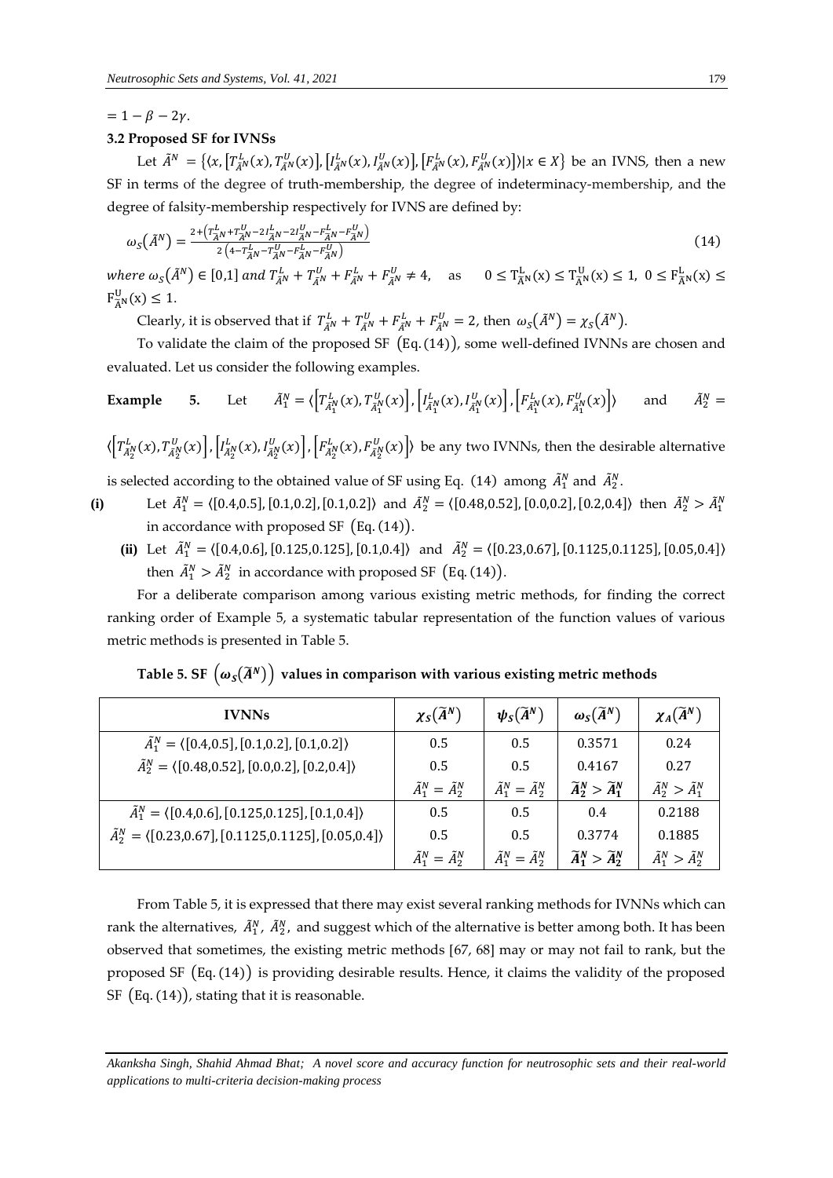$= 1 - \beta - 2\gamma$.

### 3.2 Proposed SF for IVNSs

Let $\tilde{A}^N = \{\langle x, [T^L_{\tilde{A}^N}(x), T^U_{\tilde{A}^N}(x)], [I^L_{\tilde{A}^N}(x), I^U_{\tilde{A}^N}(x)], [F^L_{\tilde{A}^N}(x), F^U_{\tilde{A}^N}(x)]\rangle | x \in X\}$ be an IVNS, then a new SF in terms of the degree of truth-membership, the degree of indeterminacy-membership, and the degree of falsity-membership respectively for IVNS are defined by:

$$\omega_S(\tilde{A}^N) = \frac{2 + \left(T^L_{\tilde{A}^N} + T^U_{\tilde{A}^N} - 2I^L_{\tilde{A}^N} - 2I^U_{\tilde{A}^N} - F^L_{\tilde{A}^N} - F^U_{\tilde{A}^N}\right)}{2\left(4 - T^L_{\tilde{A}^N} - T^U_{\tilde{A}^N} - F^L_{\tilde{A}^N} - F^U_{\tilde{A}^N}\right)} \tag{14}$$

*where* $\omega_S(\tilde{A}^N) \in [0,1]$ *and* $T^L_{\tilde{A}^N} + T^U_{\tilde{A}^N} + F^L_{\tilde{A}^N} + F^U_{\tilde{A}^N} \neq 4$, as $0 \leq T^L_{\tilde{A}^N}(x) \leq T^U_{\tilde{A}^N}(x) \leq 1$, $0 \leq F^L_{\tilde{A}^N}(x) \leq F^U_{\tilde{A}^N}(x) \leq 1$.

Clearly, it is observed that if $T^L_{\tilde{A}^N} + T^U_{\tilde{A}^N} + F^L_{\tilde{A}^N} + F^U_{\tilde{A}^N} = 2$, then $\omega_S(\tilde{A}^N) = \chi_S(\tilde{A}^N)$.

To validate the claim of the proposed SF (Eq. (14)), some well-defined IVNNs are chosen and evaluated. Let us consider the following examples.

**Example 5.** Let $\tilde{A}^N_1 = \langle [T^L_{\tilde{A}^N_1}(x), T^U_{\tilde{A}^N_1}(x)], [I^L_{\tilde{A}^N_1}(x), I^U_{\tilde{A}^N_1}(x)], [F^L_{\tilde{A}^N_1}(x), F^U_{\tilde{A}^N_1}(x)]\rangle$ and $\tilde{A}^N_2 = \langle [T^L_{\tilde{A}^N_2}(x), T^U_{\tilde{A}^N_2}(x)], [I^L_{\tilde{A}^N_2}(x), I^U_{\tilde{A}^N_2}(x)], [F^L_{\tilde{A}^N_2}(x), F^U_{\tilde{A}^N_2}(x)]\rangle$ be any two IVNNs, then the desirable alternative is selected according to the obtained value of SF using Eq. (14) among $\tilde{A}^N_1$ and $\tilde{A}^N_2$.

**(i)** Let $\tilde{A}^N_1 = \langle [0.4, 0.5], [0.1, 0.2], [0.1, 0.2]\rangle$ and $\tilde{A}^N_2 = \langle [0.48, 0.52], [0.0, 0.2], [0.2, 0.4]\rangle$ then $\tilde{A}^N_2 > \tilde{A}^N_1$ in accordance with proposed SF (Eq. (14)).

**(ii)** Let $\tilde{A}^N_1 = \langle [0.4, 0.6], [0.125, 0.125], [0.1, 0.4]\rangle$ and $\tilde{A}^N_2 = \langle [0.23, 0.67], [0.1125, 0.1125], [0.05, 0.4]\rangle$ then $\tilde{A}^N_1 > \tilde{A}^N_2$ in accordance with proposed SF (Eq. (14)).

For a deliberate comparison among various existing metric methods, for finding the correct ranking order of Example 5, a systematic tabular representation of the function values of various metric methods is presented in Table 5.

**Table 5. SF $(\omega_S(\tilde{A}^N))$ values in comparison with various existing metric methods**

| IVNNs | $\chi_S(\tilde{A}^N)$ | $\psi_S(\tilde{A}^N)$ | $\omega_S(\tilde{A}^N)$ | $\chi_A(\tilde{A}^N)$ |
|---|---|---|---|---|
| $\tilde{A}^N_1 = \langle [0.4, 0.5], [0.1, 0.2], [0.1, 0.2]\rangle$ | 0.5 | 0.5 | 0.3571 | 0.24 |
| $\tilde{A}^N_2 = \langle [0.48, 0.52], [0.0, 0.2], [0.2, 0.4]\rangle$ | 0.5 | 0.5 | 0.4167 | 0.27 |
| | $\tilde{A}^N_1 = \tilde{A}^N_2$ | $\tilde{A}^N_1 = \tilde{A}^N_2$ | $\boldsymbol{\tilde{A}^N_2 > \tilde{A}^N_1}$ | $\tilde{A}^N_2 > \tilde{A}^N_1$ |
| $\tilde{A}^N_1 = \langle [0.4, 0.6], [0.125, 0.125], [0.1, 0.4]\rangle$ | 0.5 | 0.5 | 0.4 | 0.2188 |
| $\tilde{A}^N_2 = \langle [0.23, 0.67], [0.1125, 0.1125], [0.05, 0.4]\rangle$ | 0.5 | 0.5 | 0.3774 | 0.1885 |
| | $\tilde{A}^N_1 = \tilde{A}^N_2$ | $\tilde{A}^N_1 = \tilde{A}^N_2$ | $\boldsymbol{\tilde{A}^N_1 > \tilde{A}^N_2}$ | $\tilde{A}^N_1 > \tilde{A}^N_2$ |

From Table 5, it is expressed that there may exist several ranking methods for IVNNs which can rank the alternatives, $\tilde{A}^N_1$, $\tilde{A}^N_2$, and suggest which of the alternative is better among both. It has been observed that sometimes, the existing metric methods [67, 68] may or may not fail to rank, but the proposed SF (Eq. (14)) is providing desirable results. Hence, it claims the validity of the proposed SF (Eq. (14)), stating that it is reasonable.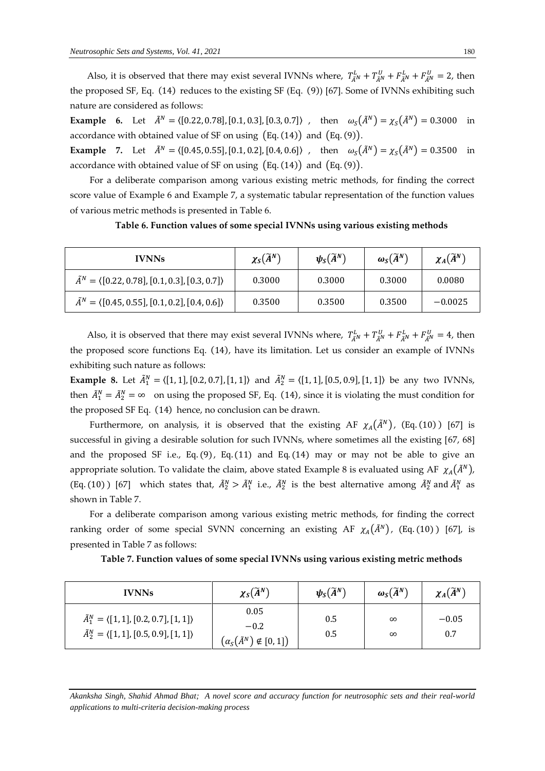Also, it is observed that there may exist several IVNNs where, $T^L_{\tilde{A}^N} + T^U_{\tilde{A}^N} + F^L_{\tilde{A}^N} + F^U_{\tilde{A}^N} = 2$, then the proposed SF, Eq. (14) reduces to the existing SF (Eq. (9)) [67]. Some of IVNNs exhibiting such nature are considered as follows:

**Example 6.** Let $\tilde{A}^N = \langle [0.22, 0.78], [0.1, 0.3], [0.3, 0.7] \rangle$, then $\omega_S(\tilde{A}^N) = \chi_S(\tilde{A}^N) = 0.3000$ in accordance with obtained value of SF on using $(\text{Eq.}\,(14))$ and $(\text{Eq.}\,(9))$.

**Example 7.** Let $\tilde{A}^N = \langle [0.45, 0.55], [0.1, 0.2], [0.4, 0.6] \rangle$, then $\omega_S(\tilde{A}^N) = \chi_S(\tilde{A}^N) = 0.3500$ in accordance with obtained value of SF on using $(\text{Eq.}\,(14))$ and $(\text{Eq.}\,(9))$.

For a deliberate comparison among various existing metric methods, for finding the correct score value of Example 6 and Example 7, a systematic tabular representation of the function values of various metric methods is presented in Table 6.

**Table 6. Function values of some special IVNNs using various existing methods**

| **IVNNs** | $\chi_S(\tilde{A}^N)$ | $\psi_S(\tilde{A}^N)$ | $\omega_S(\tilde{A}^N)$ | $\chi_A(\tilde{A}^N)$ |
|---|---|---|---|---|
| $\tilde{A}^N = \langle [0.22, 0.78], [0.1, 0.3], [0.3, 0.7] \rangle$ | 0.3000 | 0.3000 | 0.3000 | 0.0080 |
| $\tilde{A}^N = \langle [0.45, 0.55], [0.1, 0.2], [0.4, 0.6] \rangle$ | 0.3500 | 0.3500 | 0.3500 | $-0.0025$ |

Also, it is observed that there may exist several IVNNs where, $T^L_{\tilde{A}^N} + T^U_{\tilde{A}^N} + F^L_{\tilde{A}^N} + F^U_{\tilde{A}^N} = 4$, then the proposed score functions Eq. (14), have its limitation. Let us consider an example of IVNNs exhibiting such nature as follows:

**Example 8.** Let $\tilde{A}^N_1 = \langle [1, 1], [0.2, 0.7], [1, 1] \rangle$ and $\tilde{A}^N_2 = \langle [1, 1], [0.5, 0.9], [1, 1] \rangle$ be any two IVNNs, then $\tilde{A}^N_1 = \tilde{A}^N_2 = \infty$ on using the proposed SF, Eq. (14), since it is violating the must condition for the proposed SF Eq. (14) hence, no conclusion can be drawn.

Furthermore, on analysis, it is observed that the existing AF $\chi_A(\tilde{A}^N)$, $(\text{Eq.}\,(10))$ [67] is successful in giving a desirable solution for such IVNNs, where sometimes all the existing [67, 68] and the proposed SF i.e., Eq. (9), Eq. (11) and Eq. (14) may or may not be able to give an appropriate solution. To validate the claim, above stated Example 8 is evaluated using AF $\chi_A(\tilde{A}^N)$, $(\text{Eq.}\,(10))$ [67] which states that, $\tilde{A}^N_2 > \tilde{A}^N_1$ i.e., $\tilde{A}^N_2$ is the best alternative among $\tilde{A}^N_2$ and $\tilde{A}^N_1$ as shown in Table 7.

For a deliberate comparison among various existing metric methods, for finding the correct ranking order of some special SVNN concerning an existing AF $\chi_A(\tilde{A}^N)$, $(\text{Eq.}\,(10))$ [67], is presented in Table 7 as follows:

**Table 7. Function values of some special IVNNs using various existing metric methods**

| **IVNNs** | $\chi_S(\tilde{A}^N)$ | $\psi_S(\tilde{A}^N)$ | $\omega_S(\tilde{A}^N)$ | $\chi_A(\tilde{A}^N)$ |
|---|---|---|---|---|
| $\tilde{A}^N_1 = \langle [1, 1], [0.2, 0.7], [1, 1] \rangle$ | 0.05 | 0.5 | $\infty$ | $-0.05$ |
| $\tilde{A}^N_2 = \langle [1, 1], [0.5, 0.9], [1, 1] \rangle$ | $-0.2$ $(\alpha_S(\tilde{A}^N) \notin [0, 1])$ | 0.5 | $\infty$ | 0.7 |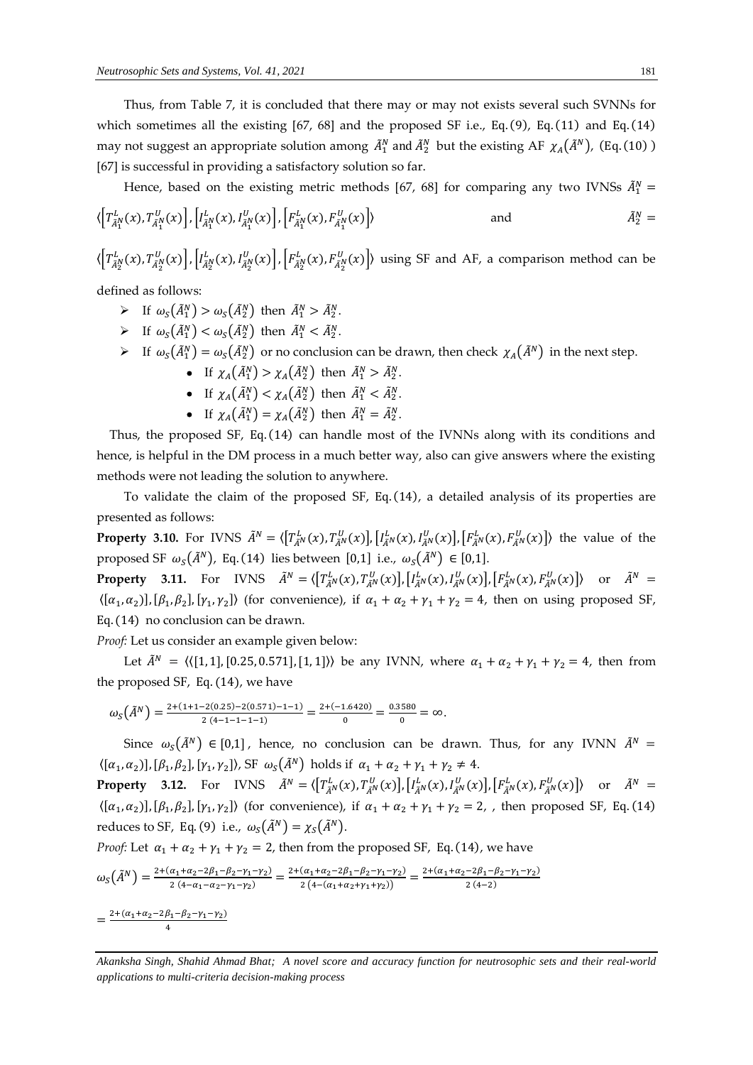Thus, from Table 7, it is concluded that there may or may not exists several such SVNNs for which sometimes all the existing [67, 68] and the proposed SF i.e., Eq. (9), Eq. (11) and Eq. (14) may not suggest an appropriate solution among $\tilde{A}_1^N$ and $\tilde{A}_2^N$ but the existing AF $\chi_A(\tilde{A}^N)$, (Eq. (10) ) [67] is successful in providing a satisfactory solution so far.

Hence, based on the existing metric methods [67, 68] for comparing any two IVNSs $\tilde{A}_1^N = \langle [T_{\tilde{A}_1^N}^L(x), T_{\tilde{A}_1^N}^U(x)], [I_{\tilde{A}_1^N}^L(x), I_{\tilde{A}_1^N}^U(x)], [F_{\tilde{A}_1^N}^L(x), F_{\tilde{A}_1^N}^U(x)] \rangle$ and $\tilde{A}_2^N = \langle [T_{\tilde{A}_2^N}^L(x), T_{\tilde{A}_2^N}^U(x)], [I_{\tilde{A}_2^N}^L(x), I_{\tilde{A}_2^N}^U(x)], [F_{\tilde{A}_2^N}^L(x), F_{\tilde{A}_2^N}^U(x)] \rangle$ using SF and AF, a comparison method can be defined as follows:

- If $\omega_S(\tilde{A}_1^N) > \omega_S(\tilde{A}_2^N)$ then $\tilde{A}_1^N > \tilde{A}_2^N$.
- If $\omega_S(\tilde{A}_1^N) < \omega_S(\tilde{A}_2^N)$ then $\tilde{A}_1^N < \tilde{A}_2^N$.
- If $\omega_S(\tilde{A}_1^N) = \omega_S(\tilde{A}_2^N)$ or no conclusion can be drawn, then check $\chi_A(\tilde{A}^N)$ in the next step.
  - If $\chi_A(\tilde{A}_1^N) > \chi_A(\tilde{A}_2^N)$ then $\tilde{A}_1^N > \tilde{A}_2^N$.
  - If $\chi_A(\tilde{A}_1^N) < \chi_A(\tilde{A}_2^N)$ then $\tilde{A}_1^N < \tilde{A}_2^N$.
  - If $\chi_A(\tilde{A}_1^N) = \chi_A(\tilde{A}_2^N)$ then $\tilde{A}_1^N = \tilde{A}_2^N$.

Thus, the proposed SF, Eq. (14) can handle most of the IVNNs along with its conditions and hence, is helpful in the DM process in a much better way, also can give answers where the existing methods were not leading the solution to anywhere.

To validate the claim of the proposed SF, Eq. (14), a detailed analysis of its properties are presented as follows:

**Property 3.10.** For IVNS $\tilde{A}^N = \langle [T_{\tilde{A}^N}^L(x), T_{\tilde{A}^N}^U(x)], [I_{\tilde{A}^N}^L(x), I_{\tilde{A}^N}^U(x)], [F_{\tilde{A}^N}^L(x), F_{\tilde{A}^N}^U(x)] \rangle$ the value of the proposed SF $\omega_S(\tilde{A}^N)$, Eq. (14) lies between $[0,1]$ i.e., $\omega_S(\tilde{A}^N) \in [0,1]$.

**Property 3.11.** For IVNS $\tilde{A}^N = \langle [T_{\tilde{A}^N}^L(x), T_{\tilde{A}^N}^U(x)], [I_{\tilde{A}^N}^L(x), I_{\tilde{A}^N}^U(x)], [F_{\tilde{A}^N}^L(x), F_{\tilde{A}^N}^U(x)] \rangle$ or $\tilde{A}^N = \langle [\alpha_1, \alpha_2)], [\beta_1, \beta_2], [\gamma_1, \gamma_2] \rangle$ (for convenience), if $\alpha_1 + \alpha_2 + \gamma_1 + \gamma_2 = 4$, then on using proposed SF, Eq. (14) no conclusion can be drawn.

*Proof:* Let us consider an example given below:

Let $\tilde{A}^N = \langle \langle [1, 1], [0.25, 0.571], [1, 1] \rangle \rangle$ be any IVNN, where $\alpha_1 + \alpha_2 + \gamma_1 + \gamma_2 = 4$, then from the proposed SF, Eq. (14), we have

$$\omega_S(\tilde{A}^N) = \frac{2+(1+1-2(0.25)-2(0.571)-1-1)}{2\,(4-1-1-1-1)} = \frac{2+(-1.6420)}{0} = \frac{0.3580}{0} = \infty.$$

Since $\omega_S(\tilde{A}^N) \in [0,1]$, hence, no conclusion can be drawn. Thus, for any IVNN $\tilde{A}^N = \langle [\alpha_1, \alpha_2)], [\beta_1, \beta_2], [\gamma_1, \gamma_2] \rangle$, SF $\omega_S(\tilde{A}^N)$ holds if $\alpha_1 + \alpha_2 + \gamma_1 + \gamma_2 \neq 4$.

**Property 3.12.** For IVNS $\tilde{A}^N = \langle [T_{\tilde{A}^N}^L(x), T_{\tilde{A}^N}^U(x)], [I_{\tilde{A}^N}^L(x), I_{\tilde{A}^N}^U(x)], [F_{\tilde{A}^N}^L(x), F_{\tilde{A}^N}^U(x)] \rangle$ or $\tilde{A}^N = \langle [\alpha_1, \alpha_2)], [\beta_1, \beta_2], [\gamma_1, \gamma_2] \rangle$ (for convenience), if $\alpha_1 + \alpha_2 + \gamma_1 + \gamma_2 = 2$, , then proposed SF, Eq. (14) reduces to SF, Eq. (9) i.e., $\omega_S(\tilde{A}^N) = \chi_S(\tilde{A}^N)$.

*Proof:* Let $\alpha_1 + \alpha_2 + \gamma_1 + \gamma_2 = 2$, then from the proposed SF, Eq. (14), we have

$$\omega_S(\tilde{A}^N) = \frac{2+(\alpha_1+\alpha_2-2\beta_1-\beta_2-\gamma_1-\gamma_2)}{2\,(4-\alpha_1-\alpha_2-\gamma_1-\gamma_2)} = \frac{2+(\alpha_1+\alpha_2-2\beta_1-\beta_2-\gamma_1-\gamma_2)}{2\,(4-(\alpha_1+\alpha_2+\gamma_1+\gamma_2))} = \frac{2+(\alpha_1+\alpha_2-2\beta_1-\beta_2-\gamma_1-\gamma_2)}{2\,(4-2)}$$

$$= \frac{2+(\alpha_1+\alpha_2-2\beta_1-\beta_2-\gamma_1-\gamma_2)}{4}$$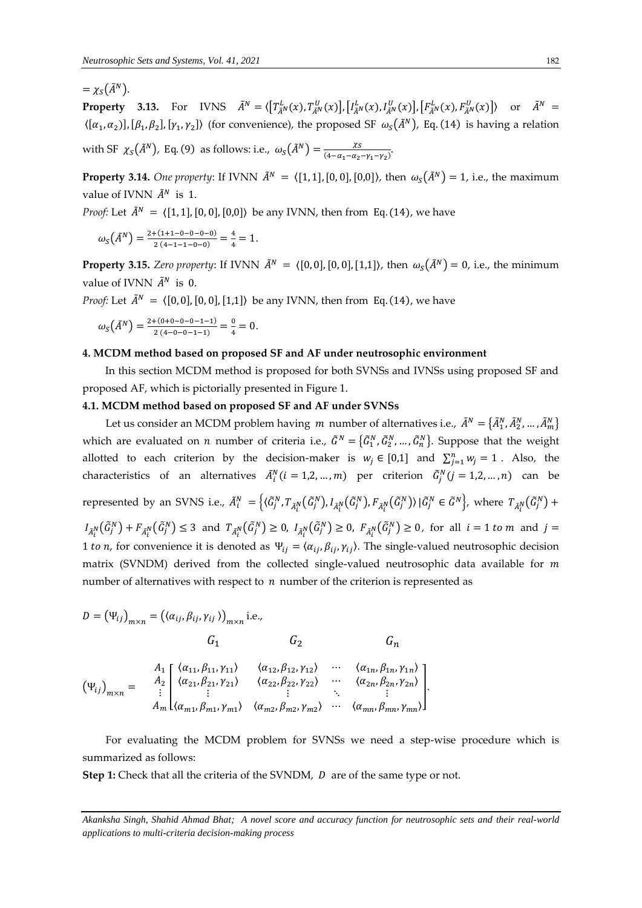$= \chi_S(\tilde{A}^N)$.

**Property 3.13.** For IVNS $\tilde{A}^N = \langle [T^L_{\tilde{A}^N}(x), T^U_{\tilde{A}^N}(x)], [I^L_{\tilde{A}^N}(x), I^U_{\tilde{A}^N}(x)], [F^L_{\tilde{A}^N}(x), F^U_{\tilde{A}^N}(x)] \rangle$ or $\tilde{A}^N = \langle [\alpha_1, \alpha_2)], [\beta_1, \beta_2], [\gamma_1, \gamma_2] \rangle$ (for convenience), the proposed SF $\omega_S(\tilde{A}^N)$, Eq. (14) is having a relation with SF $\chi_S(\tilde{A}^N)$, Eq. (9) as follows: i.e., $\omega_S(\tilde{A}^N) = \frac{\chi_S}{(4-\alpha_1-\alpha_2-\gamma_1-\gamma_2)}$.

**Property 3.14.** *One property*: If IVNN $\tilde{A}^N = \langle [1,1], [0,0], [0,0] \rangle$, then $\omega_S(\tilde{A}^N) = 1$, i.e., the maximum value of IVNN $\tilde{A}^N$ is 1.

*Proof:* Let $\tilde{A}^N = \langle [1,1], [0,0], [0,0] \rangle$ be any IVNN, then from Eq. (14), we have

$$\omega_S(\tilde{A}^N) = \frac{2+(1+1-0-0-0-0)}{2\,(4-1-1-0-0)} = \frac{4}{4} = 1.$$

**Property 3.15.** *Zero property*: If IVNN $\tilde{A}^N = \langle [0,0], [0,0], [1,1] \rangle$, then $\omega_S(\tilde{A}^N) = 0$, i.e., the minimum value of IVNN $\tilde{A}^N$ is 0.

*Proof:* Let $\tilde{A}^N = \langle [0,0], [0,0], [1,1] \rangle$ be any IVNN, then from Eq. (14), we have

$$\omega_S(\tilde{A}^N) = \frac{2+(0+0-0-0-1-1)}{2\,(4-0-0-1-1)} = \frac{0}{4} = 0.$$

## 4. MCDM method based on proposed SF and AF under neutrosophic environment

In this section MCDM method is proposed for both SVNSs and IVNSs using proposed SF and proposed AF, which is pictorially presented in Figure 1.

### 4.1. MCDM method based on proposed SF and AF under SVNSs

Let us consider an MCDM problem having $m$ number of alternatives i.e., $\tilde{A}^N = \{\tilde{A}^N_1, \tilde{A}^N_2, \ldots, \tilde{A}^N_m\}$ which are evaluated on $n$ number of criteria i.e., $\tilde{G}^N = \{\tilde{G}^N_1, \tilde{G}^N_2, \ldots, \tilde{G}^N_n\}$. Suppose that the weight allotted to each criterion by the decision-maker is $w_j \in [0,1]$ and $\sum_{j=1}^{n} w_j = 1$. Also, the characteristics of an alternatives $\tilde{A}^N_i (i = 1,2,\ldots,m)$ per criterion $\tilde{G}^N_j (j = 1,2,\ldots,n)$ can be represented by an SVNS i.e., $\tilde{A}^N_i = \{\langle \tilde{G}^N_j, T_{\tilde{A}^N_i}(\tilde{G}^N_j), I_{\tilde{A}^N_i}(\tilde{G}^N_j), F_{\tilde{A}^N_i}(\tilde{G}^N_j) \rangle \,|\, \tilde{G}^N_j \in \tilde{G}^N\}$, where $T_{\tilde{A}^N_i}(\tilde{G}^N_j) + I_{\tilde{A}^N_i}(\tilde{G}^N_j) + F_{\tilde{A}^N_i}(\tilde{G}^N_j) \leq 3$ and $T_{\tilde{A}^N_i}(\tilde{G}^N_j) \geq 0$, $I_{\tilde{A}^N_i}(\tilde{G}^N_j) \geq 0$, $F_{\tilde{A}^N_i}(\tilde{G}^N_j) \geq 0$, for all $i = 1$ *to* $m$ and $j = 1$ *to* $n$, for convenience it is denoted as $\Psi_{ij} = \langle \alpha_{ij}, \beta_{ij}, \gamma_{ij} \rangle$. The single-valued neutrosophic decision matrix (SVNDM) derived from the collected single-valued neutrosophic data available for $m$ number of alternatives with respect to $n$ number of the criterion is represented as

$D = (\Psi_{ij})_{m\times n} = (\langle \alpha_{ij}, \beta_{ij}, \gamma_{ij} \rangle)_{m\times n}$ i.e.,

$$(\Psi_{ij})_{m\times n} = \begin{array}{c} \\ A_1 \\ A_2 \\ \vdots \\ A_m \end{array} \begin{array}{c} \begin{array}{ccc} G_1 & G_2 & \quad G_n \end{array} \\ \begin{bmatrix} \langle \alpha_{11}, \beta_{11}, \gamma_{11} \rangle & \langle \alpha_{12}, \beta_{12}, \gamma_{12} \rangle & \cdots & \langle \alpha_{1n}, \beta_{1n}, \gamma_{1n} \rangle \\ \langle \alpha_{21}, \beta_{21}, \gamma_{21} \rangle & \langle \alpha_{22}, \beta_{22}, \gamma_{22} \rangle & \cdots & \langle \alpha_{2n}, \beta_{2n}, \gamma_{2n} \rangle \\ \vdots & \vdots & \ddots & \vdots \\ \langle \alpha_{m1}, \beta_{m1}, \gamma_{m1} \rangle & \langle \alpha_{m2}, \beta_{m2}, \gamma_{m2} \rangle & \cdots & \langle \alpha_{mn}, \beta_{mn}, \gamma_{mn} \rangle \end{bmatrix} \end{array}.$$

For evaluating the MCDM problem for SVNSs we need a step-wise procedure which is summarized as follows:

**Step 1:** Check that all the criteria of the SVNDM, $D$ are of the same type or not.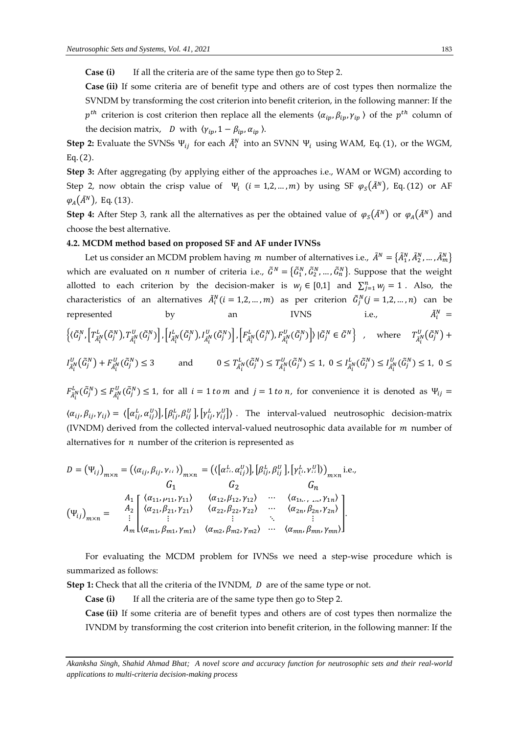**Case (i)** If all the criteria are of the same type then go to Step 2.

**Case (ii)** If some criteria are of benefit type and others are of cost types then normalize the SVNDM by transforming the cost criterion into benefit criterion, in the following manner: If the $p^{th}$ criterion is cost criterion then replace all the elements $\langle \alpha_{ip}, \beta_{ip}, \gamma_{ip} \rangle$ of the $p^{th}$ column of the decision matrix, $D$ with $\langle \gamma_{ip}, 1-\beta_{ip}, \alpha_{ip} \rangle$.

**Step 2:** Evaluate the SVNSs $\Psi_{ij}$ for each $\tilde{A}_i^N$ into an SVNN $\Psi_i$ using WAM, Eq. (1), or the WGM, Eq. (2).

**Step 3:** After aggregating (by applying either of the approaches i.e., WAM or WGM) according to Step 2, now obtain the crisp value of $\Psi_i$ $(i = 1,2,\ldots,m)$ by using SF $\varphi_S(\tilde{A}^N)$, Eq. (12) or AF $\varphi_A(\tilde{A}^N)$, Eq. (13).

**Step 4:** After Step 3, rank all the alternatives as per the obtained value of $\varphi_S(\tilde{A}^N)$ or $\varphi_A(\tilde{A}^N)$ and choose the best alternative.

### 4.2. MCDM method based on proposed SF and AF under IVNSs

Let us consider an MCDM problem having $m$ number of alternatives i.e., $\tilde{A}^N = \{\tilde{A}_1^N, \tilde{A}_2^N, \ldots, \tilde{A}_m^N\}$ which are evaluated on $n$ number of criteria i.e., $\tilde{G}^N = \{\tilde{G}_1^N, \tilde{G}_2^N, \ldots, \tilde{G}_n^N\}$. Suppose that the weight allotted to each criterion by the decision-maker is $w_j \in [0,1]$ and $\sum_{j=1}^{n} w_j = 1$. Also, the characteristics of an alternatives $\tilde{A}_i^N (i = 1,2,\ldots,m)$ as per criterion $\tilde{G}_j^N (j = 1,2,\ldots,n)$ can be represented by an IVNS i.e., $\tilde{A}_i^N = \left\{ \left\langle \tilde{G}_j^N, \left[T_{\tilde{A}_i^N}^L(\tilde{G}_j^N), T_{\tilde{A}_i^N}^U(\tilde{G}_j^N)\right], \left[I_{\tilde{A}_i^N}^L(\tilde{G}_j^N), I_{\tilde{A}_i^N}^U(\tilde{G}_j^N)\right], \left[F_{\tilde{A}_i^N}^L(\tilde{G}_j^N), F_{\tilde{A}_i^N}^U(\tilde{G}_j^N)\right] \right\rangle | \tilde{G}_j^N \in \tilde{G}^N \right\}$, where $T_{\tilde{A}_i^N}^U(\tilde{G}_j^N) + I_{\tilde{A}_i^N}^U(\tilde{G}_j^N) + F_{\tilde{A}_i^N}^U(\tilde{G}_j^N) \leq 3$ and $0 \leq T_{\tilde{A}_i^N}^L(\tilde{G}_j^N) \leq T_{\tilde{A}_i^N}^U(\tilde{G}_j^N) \leq 1$, $0 \leq I_{\tilde{A}_i^N}^L(\tilde{G}_j^N) \leq I_{\tilde{A}_i^N}^U(\tilde{G}_j^N) \leq 1$, $0 \leq F_{\tilde{A}_i^N}^L(\tilde{G}_j^N) \leq F_{\tilde{A}_i^N}^U(\tilde{G}_j^N) \leq 1$, for all $i = 1\, to\, m$ and $j = 1\, to\, n$, for convenience it is denoted as $\Psi_{ij} = \langle \alpha_{ij}, \beta_{ij}, \gamma_{ij} \rangle = \langle [\alpha_{ij}^L, \alpha_{ij}^U], [\beta_{ij}^L, \beta_{ij}^U], [\gamma_{ij}^L, \gamma_{ij}^U] \rangle$. The interval-valued neutrosophic decision-matrix (IVNDM) derived from the collected interval-valued neutrosophic data available for $m$ number of alternatives for $n$ number of the criterion is represented as

$$D = (\Psi_{ij})_{m\times n} = (\langle \alpha_{ij}, \beta_{ij}, \gamma_{ij} \rangle)_{m\times n} = (\langle [\alpha_{ij}^L, \alpha_{ij}^U], [\beta_{ij}^L, \beta_{ij}^U], [\gamma_{ij}^L, \gamma_{ij}^U] \rangle)_{m\times n} \text{ i.e.,}$$

$$(\Psi_{ij})_{m\times n} = \begin{array}{c} \\ A_1 \\ A_2 \\ \vdots \\ A_m \end{array} \begin{array}{c} \begin{array}{cccc} G_1 & G_2 & & G_n \end{array} \\ \begin{bmatrix} \langle \alpha_{11}, \beta_{11}, \gamma_{11} \rangle & \langle \alpha_{12}, \beta_{12}, \gamma_{12} \rangle & \cdots & \langle \alpha_{1n}, \beta_{1n}, \gamma_{1n} \rangle \\ \langle \alpha_{21}, \beta_{21}, \gamma_{21} \rangle & \langle \alpha_{22}, \beta_{22}, \gamma_{22} \rangle & \cdots & \langle \alpha_{2n}, \beta_{2n}, \gamma_{2n} \rangle \\ \vdots & \vdots & \ddots & \vdots \\ \langle \alpha_{m1}, \beta_{m1}, \gamma_{m1} \rangle & \langle \alpha_{m2}, \beta_{m2}, \gamma_{m2} \rangle & \cdots & \langle \alpha_{mn}, \beta_{mn}, \gamma_{mn} \rangle \end{bmatrix} \end{array}.$$

For evaluating the MCDM problem for IVNSs we need a step-wise procedure which is summarized as follows:

**Step 1:** Check that all the criteria of the IVNDM, $D$ are of the same type or not.

**Case (i)** If all the criteria are of the same type then go to Step 2.

**Case (ii)** If some criteria are of benefit types and others are of cost types then normalize the IVNDM by transforming the cost criterion into benefit criterion, in the following manner: If the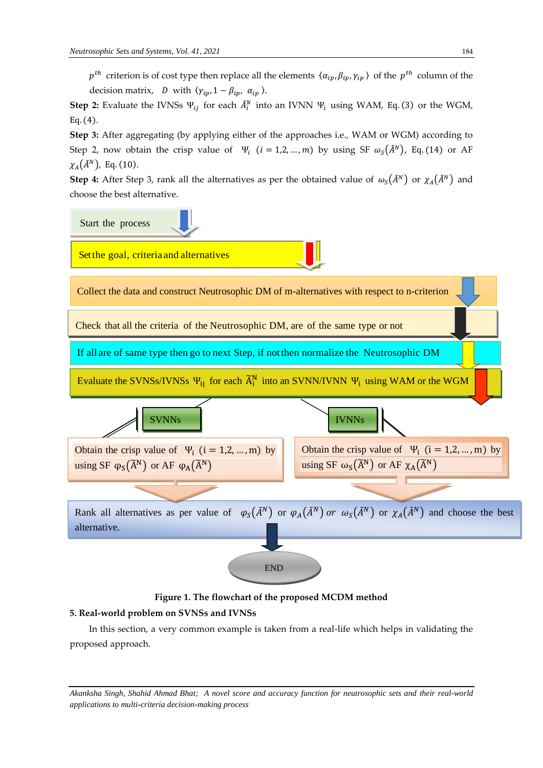$p^{th}$ criterion is of cost type then replace all the elements $\langle \alpha_{ip}, \beta_{ip}, \gamma_{ip} \rangle$ of the $p^{th}$ column of the decision matrix, $D$ with $\langle \gamma_{ip}, 1 - \beta_{ip}, \alpha_{ip} \rangle$.

**Step 2:** Evaluate the IVNSs $\Psi_{ij}$ for each $\tilde{A}_i^N$ into an IVNN $\Psi_i$ using WAM, Eq. (3) or the WGM, Eq. (4).

**Step 3:** After aggregating (by applying either of the approaches i.e., WAM or WGM) according to Step 2, now obtain the crisp value of $\Psi_i$ $(i = 1,2, \ldots, m)$ by using SF $\omega_S(\tilde{A}^N)$, Eq. (14) or AF $\chi_A(\tilde{A}^N)$, Eq. (10).

**Step 4:** After Step 3, rank all the alternatives as per the obtained value of $\omega_S(\tilde{A}^N)$ or $\chi_A(\tilde{A}^N)$ and choose the best alternative.

Start the process

Set the goal, criteria and alternatives

Collect the data and construct Neutrosophic DM of m-alternatives with respect to n-criterion

Check that all the criteria of the Neutrosophic DM, are of the same type or not

If all are of same type then go to next Step, if not then normalize the Neutrosophic DM

Evaluate the SVNSs/IVNSs $\Psi_{ij}$ for each $\tilde{A}_i^N$ into an SVNN/IVNN $\Psi_i$ using WAM or the WGM

SVNNs | IVNNs

Obtain the crisp value of $\Psi_i$ $(i = 1,2, \ldots, m)$ by using SF $\varphi_S(\tilde{A}^N)$ or AF $\varphi_A(\tilde{A}^N)$

Obtain the crisp value of $\Psi_i$ $(i = 1,2, \ldots, m)$ by using SF $\omega_S(\tilde{A}^N)$ or AF $\chi_A(\tilde{A}^N)$

Rank all alternatives as per value of $\varphi_S(\tilde{A}^N)$ or $\varphi_A(\tilde{A}^N)$ or $\omega_S(\tilde{A}^N)$ or $\chi_A(\tilde{A}^N)$ and choose the best alternative.

END

**Figure 1. The flowchart of the proposed MCDM method**

## 5. Real-world problem on SVNSs and IVNSs

In this section, a very common example is taken from a real-life which helps in validating the proposed approach.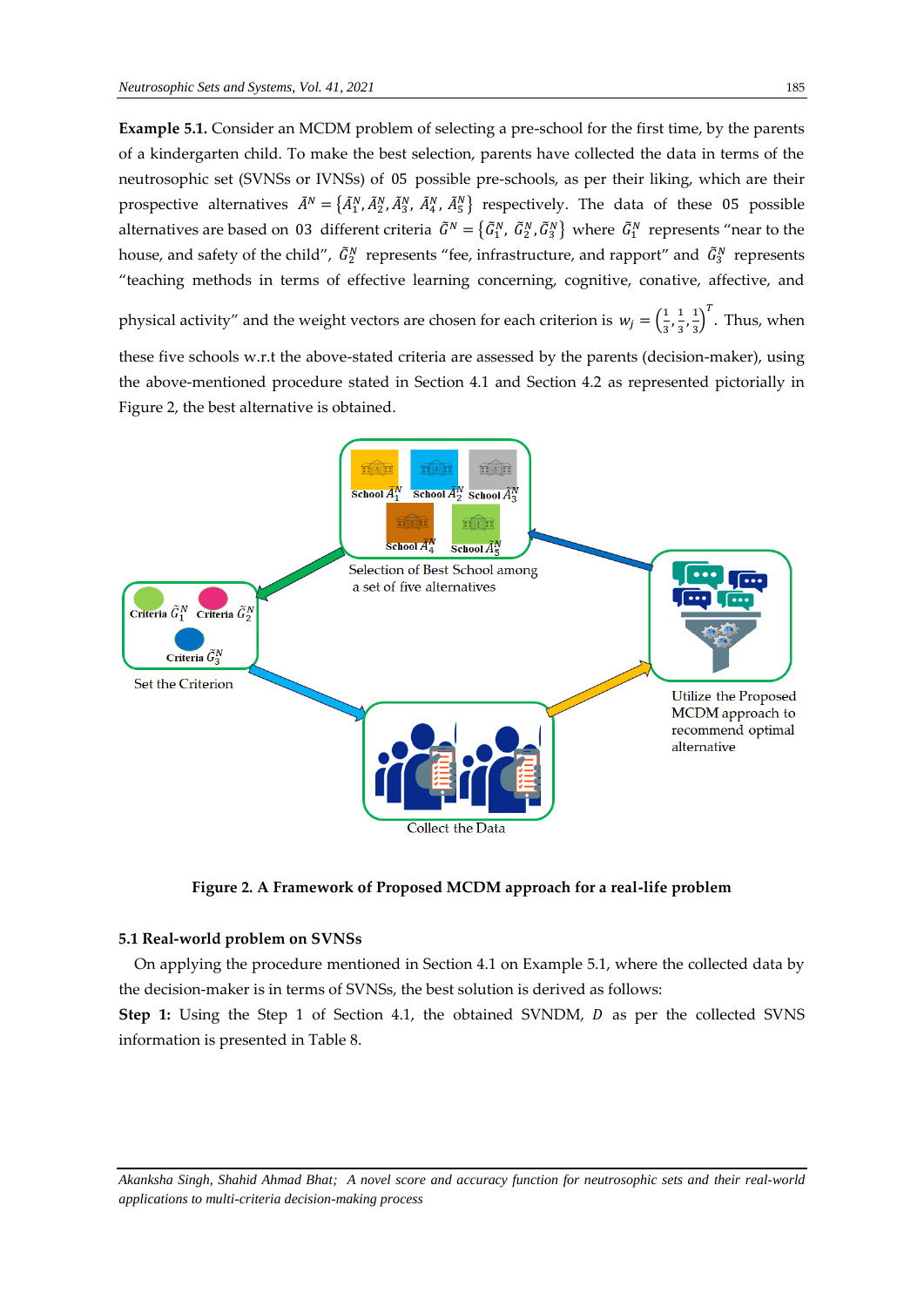**Example 5.1.** Consider an MCDM problem of selecting a pre-school for the first time, by the parents of a kindergarten child. To make the best selection, parents have collected the data in terms of the neutrosophic set (SVNSs or IVNSs) of 05 possible pre-schools, as per their liking, which are their prospective alternatives $\tilde{A}^N = \{\tilde{A}_1^N, \tilde{A}_2^N, \tilde{A}_3^N, \tilde{A}_4^N, \tilde{A}_5^N\}$ respectively. The data of these 05 possible alternatives are based on 03 different criteria $\tilde{G}^N = \{\tilde{G}_1^N, \tilde{G}_2^N, \tilde{G}_3^N\}$ where $\tilde{G}_1^N$ represents "near to the house, and safety of the child", $\tilde{G}_2^N$ represents "fee, infrastructure, and rapport" and $\tilde{G}_3^N$ represents "teaching methods in terms of effective learning concerning, cognitive, conative, affective, and physical activity" and the weight vectors are chosen for each criterion is $w_j = \left(\frac{1}{3}, \frac{1}{3}, \frac{1}{3}\right)^T$. Thus, when these five schools w.r.t the above-stated criteria are assessed by the parents (decision-maker), using the above-mentioned procedure stated in Section 4.1 and Section 4.2 as represented pictorially in Figure 2, the best alternative is obtained.

**Figure 2. A Framework of Proposed MCDM approach for a real-life problem**

### 5.1 Real-world problem on SVNSs

On applying the procedure mentioned in Section 4.1 on Example 5.1, where the collected data by the decision-maker is in terms of SVNSs, the best solution is derived as follows:

**Step 1:** Using the Step 1 of Section 4.1, the obtained SVNDM, $D$ as per the collected SVNS information is presented in Table 8.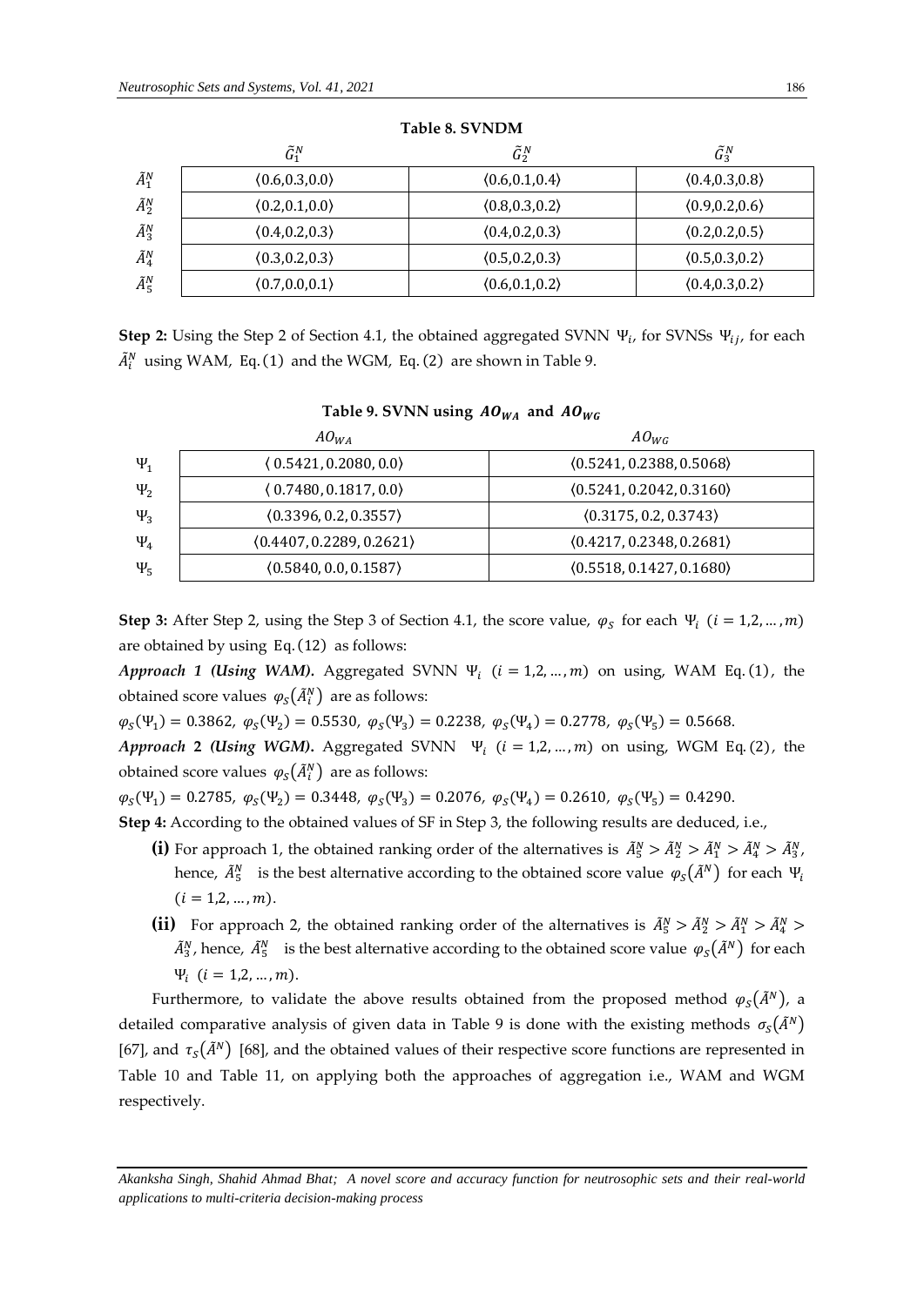**Table 8. SVNDM**

| | $\tilde{G}_1^N$ | $\tilde{G}_2^N$ | $\tilde{G}_3^N$ |
|---|---|---|---|
| $\tilde{A}_1^N$ | ⟨0.6,0.3,0.0⟩ | ⟨0.6,0.1,0.4⟩ | ⟨0.4,0.3,0.8⟩ |
| $\tilde{A}_2^N$ | ⟨0.2,0.1,0.0⟩ | ⟨0.8,0.3,0.2⟩ | ⟨0.9,0.2,0.6⟩ |
| $\tilde{A}_3^N$ | ⟨0.4,0.2,0.3⟩ | ⟨0.4,0.2,0.3⟩ | ⟨0.2,0.2,0.5⟩ |
| $\tilde{A}_4^N$ | ⟨0.3,0.2,0.3⟩ | ⟨0.5,0.2,0.3⟩ | ⟨0.5,0.3,0.2⟩ |
| $\tilde{A}_5^N$ | ⟨0.7,0.0,0.1⟩ | ⟨0.6,0.1,0.2⟩ | ⟨0.4,0.3,0.2⟩ |

**Step 2:** Using the Step 2 of Section 4.1, the obtained aggregated SVNN $\Psi_i$, for SVNSs $\Psi_{ij}$, for each $\tilde{A}_i^N$ using WAM, Eq. (1) and the WGM, Eq. (2) are shown in Table 9.

**Table 9. SVNN using $AO_{WA}$ and $AO_{WG}$**

| | $AO_{WA}$ | $AO_{WG}$ |
|---|---|---|
| $\Psi_1$ | ⟨ 0.5421, 0.2080, 0.0⟩ | ⟨0.5241, 0.2388, 0.5068⟩ |
| $\Psi_2$ | ⟨ 0.7480, 0.1817, 0.0⟩ | ⟨0.5241, 0.2042, 0.3160⟩ |
| $\Psi_3$ | ⟨0.3396, 0.2, 0.3557⟩ | ⟨0.3175, 0.2, 0.3743⟩ |
| $\Psi_4$ | ⟨0.4407, 0.2289, 0.2621⟩ | ⟨0.4217, 0.2348, 0.2681⟩ |
| $\Psi_5$ | ⟨0.5840, 0.0, 0.1587⟩ | ⟨0.5518, 0.1427, 0.1680⟩ |

**Step 3:** After Step 2, using the Step 3 of Section 4.1, the score value, $\varphi_S$ for each $\Psi_i$ $(i = 1,2, \dots, m)$ are obtained by using Eq. (12) as follows:

***Approach 1 (Using WAM).*** Aggregated SVNN $\Psi_i$ $(i = 1,2, \dots, m)$ on using, WAM Eq. (1), the obtained score values $\varphi_S(\tilde{A}_i^N)$ are as follows:

$\varphi_S(\Psi_1) = 0.3862,\ \varphi_S(\Psi_2) = 0.5530,\ \varphi_S(\Psi_3) = 0.2238,\ \varphi_S(\Psi_4) = 0.2778,\ \varphi_S(\Psi_5) = 0.5668.$

***Approach 2 (Using WGM).*** Aggregated SVNN $\Psi_i$ $(i = 1,2, \dots, m)$ on using, WGM Eq. (2), the obtained score values $\varphi_S(\tilde{A}_i^N)$ are as follows:

$\varphi_S(\Psi_1) = 0.2785,\ \varphi_S(\Psi_2) = 0.3448,\ \varphi_S(\Psi_3) = 0.2076,\ \varphi_S(\Psi_4) = 0.2610,\ \varphi_S(\Psi_5) = 0.4290.$

**Step 4:** According to the obtained values of SF in Step 3, the following results are deduced, i.e.,

- **(i)** For approach 1, the obtained ranking order of the alternatives is $\tilde{A}_5^N > \tilde{A}_2^N > \tilde{A}_1^N > \tilde{A}_4^N > \tilde{A}_3^N$, hence, $\tilde{A}_5^N$ is the best alternative according to the obtained score value $\varphi_S(\tilde{A}^N)$ for each $\Psi_i$ $(i = 1,2, \dots, m)$.
- **(ii)** For approach 2, the obtained ranking order of the alternatives is $\tilde{A}_5^N > \tilde{A}_2^N > \tilde{A}_1^N > \tilde{A}_4^N > \tilde{A}_3^N$, hence, $\tilde{A}_5^N$ is the best alternative according to the obtained score value $\varphi_S(\tilde{A}^N)$ for each $\Psi_i$ $(i = 1,2, \dots, m)$.

Furthermore, to validate the above results obtained from the proposed method $\varphi_S(\tilde{A}^N)$, a detailed comparative analysis of given data in Table 9 is done with the existing methods $\sigma_S(\tilde{A}^N)$ [67], and $\tau_S(\tilde{A}^N)$ [68], and the obtained values of their respective score functions are represented in Table 10 and Table 11, on applying both the approaches of aggregation i.e., WAM and WGM respectively.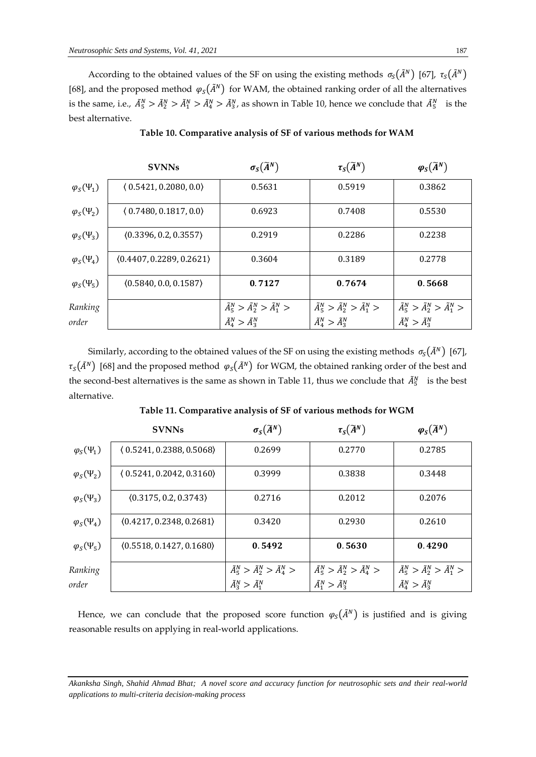According to the obtained values of the SF on using the existing methods $\sigma_S(\tilde{A}^N)$ [67], $\tau_S(\tilde{A}^N)$ [68], and the proposed method $\varphi_S(\tilde{A}^N)$ for WAM, the obtained ranking order of all the alternatives is the same, i.e., $\tilde{A}_5^N > \tilde{A}_2^N > \tilde{A}_1^N > \tilde{A}_4^N > \tilde{A}_3^N$, as shown in Table 10, hence we conclude that $\tilde{A}_5^N$ is the best alternative.

**Table 10. Comparative analysis of SF of various methods for WAM**

| | **SVNNs** | $\boldsymbol{\sigma_S(\tilde{A}^N)}$ | $\boldsymbol{\tau_S(\tilde{A}^N)}$ | $\boldsymbol{\varphi_S(\tilde{A}^N)}$ |
|---|---|---|---|---|
| $\varphi_S(\Psi_1)$ | $\langle 0.5421, 0.2080, 0.0\rangle$ | 0.5631 | 0.5919 | 0.3862 |
| $\varphi_S(\Psi_2)$ | $\langle 0.7480, 0.1817, 0.0\rangle$ | 0.6923 | 0.7408 | 0.5530 |
| $\varphi_S(\Psi_3)$ | $\langle 0.3396, 0.2, 0.3557\rangle$ | 0.2919 | 0.2286 | 0.2238 |
| $\varphi_S(\Psi_4)$ | $\langle 0.4407, 0.2289, 0.2621\rangle$ | 0.3604 | 0.3189 | 0.2778 |
| $\varphi_S(\Psi_5)$ | $\langle 0.5840, 0.0, 0.1587\rangle$ | **0.7127** | **0.7674** | **0.5668** |
| *Ranking order* | | $\tilde{A}_5^N > \tilde{A}_2^N > \tilde{A}_1^N > \tilde{A}_4^N > \tilde{A}_3^N$ | $\tilde{A}_5^N > \tilde{A}_2^N > \tilde{A}_1^N > \tilde{A}_4^N > \tilde{A}_3^N$ | $\tilde{A}_5^N > \tilde{A}_2^N > \tilde{A}_1^N > \tilde{A}_4^N > \tilde{A}_3^N$ |

Similarly, according to the obtained values of the SF on using the existing methods $\sigma_S(\tilde{A}^N)$ [67], $\tau_S(\tilde{A}^N)$ [68] and the proposed method $\varphi_S(\tilde{A}^N)$ for WGM, the obtained ranking order of the best and the second-best alternatives is the same as shown in Table 11, thus we conclude that $\tilde{A}_5^N$ is the best alternative.

**Table 11. Comparative analysis of SF of various methods for WGM**

| | **SVNNs** | $\boldsymbol{\sigma_S(\tilde{A}^N)}$ | $\boldsymbol{\tau_S(\tilde{A}^N)}$ | $\boldsymbol{\varphi_S(\tilde{A}^N)}$ |
|---|---|---|---|---|
| $\varphi_S(\Psi_1)$ | $\langle 0.5241, 0.2388, 0.5068\rangle$ | 0.2699 | 0.2770 | 0.2785 |
| $\varphi_S(\Psi_2)$ | $\langle 0.5241, 0.2042, 0.3160\rangle$ | 0.3999 | 0.3838 | 0.3448 |
| $\varphi_S(\Psi_3)$ | $\langle 0.3175, 0.2, 0.3743\rangle$ | 0.2716 | 0.2012 | 0.2076 |
| $\varphi_S(\Psi_4)$ | $\langle 0.4217, 0.2348, 0.2681\rangle$ | 0.3420 | 0.2930 | 0.2610 |
| $\varphi_S(\Psi_5)$ | $\langle 0.5518, 0.1427, 0.1680\rangle$ | **0.5492** | **0.5630** | **0.4290** |
| *Ranking order* | | $\tilde{A}_5^N > \tilde{A}_2^N > \tilde{A}_4^N > \tilde{A}_3^N > \tilde{A}_1^N$ | $\tilde{A}_5^N > \tilde{A}_2^N > \tilde{A}_4^N > \tilde{A}_1^N > \tilde{A}_3^N$ | $\tilde{A}_5^N > \tilde{A}_2^N > \tilde{A}_1^N > \tilde{A}_4^N > \tilde{A}_3^N$ |

Hence, we can conclude that the proposed score function $\varphi_S(\tilde{A}^N)$ is justified and is giving reasonable results on applying in real-world applications.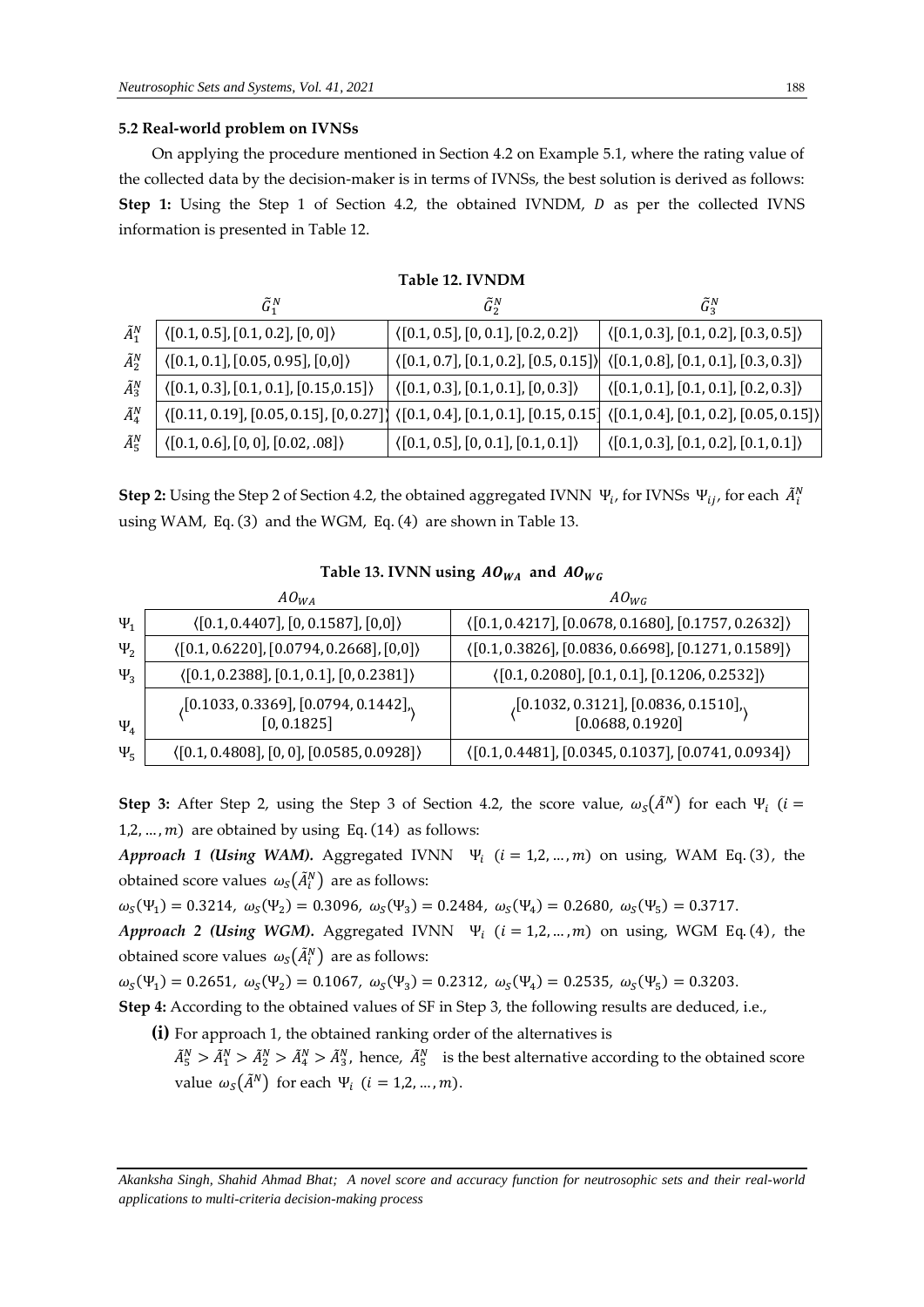### 5.2 Real-world problem on IVNSs

On applying the procedure mentioned in Section 4.2 on Example 5.1, where the rating value of the collected data by the decision-maker is in terms of IVNSs, the best solution is derived as follows:

**Step 1:** Using the Step 1 of Section 4.2, the obtained IVNDM, $D$ as per the collected IVNS information is presented in Table 12.

**Table 12. IVNDM**

| | $\tilde{G}_1^N$ | $\tilde{G}_2^N$ | $\tilde{G}_3^N$ |
|---|---|---|---|
| $\tilde{A}_1^N$ | $\langle[0.1, 0.5], [0.1, 0.2], [0, 0]\rangle$ | $\langle[0.1, 0.5], [0, 0.1], [0.2, 0.2]\rangle$ | $\langle[0.1, 0.3], [0.1, 0.2], [0.3, 0.5]\rangle$ |
| $\tilde{A}_2^N$ | $\langle[0.1, 0.1], [0.05, 0.95], [0,0]\rangle$ | $\langle[0.1, 0.7], [0.1, 0.2], [0.5, 0.15]\rangle$ | $\langle[0.1, 0.8], [0.1, 0.1], [0.3, 0.3]\rangle$ |
| $\tilde{A}_3^N$ | $\langle[0.1, 0.3], [0.1, 0.1], [0.15,0.15]\rangle$ | $\langle[0.1, 0.3], [0.1, 0.1], [0, 0.3]\rangle$ | $\langle[0.1, 0.1], [0.1, 0.1], [0.2, 0.3]\rangle$ |
| $\tilde{A}_4^N$ | $\langle[0.11, 0.19], [0.05, 0.15], [0, 0.27]\rangle$ | $\langle[0.1, 0.4], [0.1, 0.1], [0.15, 0.15]\rangle$ | $\langle[0.1, 0.4], [0.1, 0.2], [0.05, 0.15]\rangle$ |
| $\tilde{A}_5^N$ | $\langle[0.1, 0.6], [0, 0], [0.02, .08]\rangle$ | $\langle[0.1, 0.5], [0, 0.1], [0.1, 0.1]\rangle$ | $\langle[0.1, 0.3], [0.1, 0.2], [0.1, 0.1]\rangle$ |

**Step 2:** Using the Step 2 of Section 4.2, the obtained aggregated IVNN $\Psi_i$, for IVNSs $\Psi_{ij}$, for each $\tilde{A}_i^N$ using WAM, Eq. (3) and the WGM, Eq. (4) are shown in Table 13.

**Table 13. IVNN using $AO_{WA}$ and $AO_{WG}$**

| | $AO_{WA}$ | $AO_{WG}$ |
|---|---|---|
| $\Psi_1$ | $\langle[0.1, 0.4407], [0, 0.1587], [0,0]\rangle$ | $\langle[0.1, 0.4217], [0.0678, 0.1680], [0.1757, 0.2632]\rangle$ |
| $\Psi_2$ | $\langle[0.1, 0.6220], [0.0794, 0.2668], [0,0]\rangle$ | $\langle[0.1, 0.3826], [0.0836, 0.6698], [0.1271, 0.1589]\rangle$ |
| $\Psi_3$ | $\langle[0.1, 0.2388], [0.1, 0.1], [0, 0.2381]\rangle$ | $\langle[0.1, 0.2080], [0.1, 0.1], [0.1206, 0.2532]\rangle$ |
| $\Psi_4$ | $\langle[0.1033, 0.3369], [0.0794, 0.1442], [0, 0.1825]\rangle$ | $\langle[0.1032, 0.3121], [0.0836, 0.1510], [0.0688, 0.1920]\rangle$ |
| $\Psi_5$ | $\langle[0.1, 0.4808], [0, 0], [0.0585, 0.0928]\rangle$ | $\langle[0.1, 0.4481], [0.0345, 0.1037], [0.0741, 0.0934]\rangle$ |

**Step 3:** After Step 2, using the Step 3 of Section 4.2, the score value, $\omega_S(\tilde{A}^N)$ for each $\Psi_i$ $(i = 1,2, \dots, m)$ are obtained by using Eq. (14) as follows:

***Approach 1 (Using WAM).*** Aggregated IVNN $\Psi_i$ $(i = 1,2, \dots, m)$ on using, WAM Eq. (3), the obtained score values $\omega_S(\tilde{A}_i^N)$ are as follows:

$\omega_S(\Psi_1) = 0.3214,\ \omega_S(\Psi_2) = 0.3096,\ \omega_S(\Psi_3) = 0.2484,\ \omega_S(\Psi_4) = 0.2680,\ \omega_S(\Psi_5) = 0.3717.$

***Approach 2 (Using WGM).*** Aggregated IVNN $\Psi_i$ $(i = 1,2, \dots, m)$ on using, WGM Eq. (4), the obtained score values $\omega_S(\tilde{A}_i^N)$ are as follows:

$\omega_S(\Psi_1) = 0.2651,\ \omega_S(\Psi_2) = 0.1067,\ \omega_S(\Psi_3) = 0.2312,\ \omega_S(\Psi_4) = 0.2535,\ \omega_S(\Psi_5) = 0.3203.$

**Step 4:** According to the obtained values of SF in Step 3, the following results are deduced, i.e.,

**(i)** For approach 1, the obtained ranking order of the alternatives is $\tilde{A}_5^N > \tilde{A}_1^N > \tilde{A}_2^N > \tilde{A}_4^N > \tilde{A}_3^N$, hence, $\tilde{A}_5^N$ is the best alternative according to the obtained score value $\omega_S(\tilde{A}^N)$ for each $\Psi_i$ $(i = 1,2, \dots, m)$.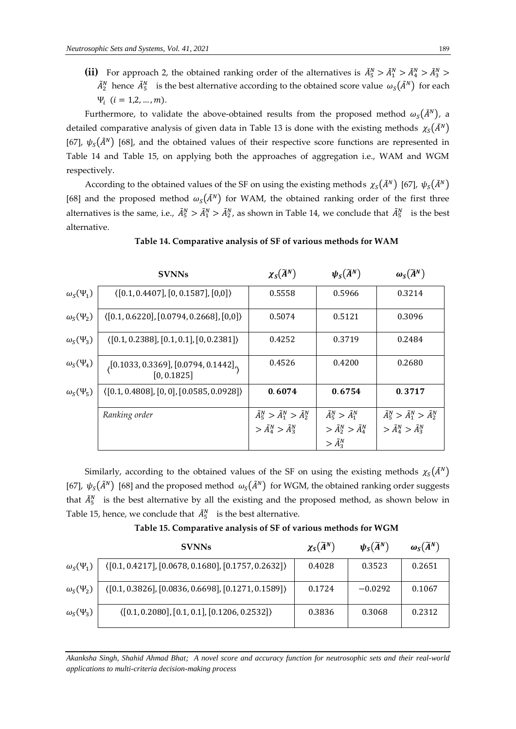**(ii)** For approach 2, the obtained ranking order of the alternatives is $\tilde{A}_5^N > \tilde{A}_1^N > \tilde{A}_4^N > \tilde{A}_3^N > \tilde{A}_2^N$ hence $\tilde{A}_5^N$ is the best alternative according to the obtained score value $\omega_S(\tilde{A}^N)$ for each $\Psi_i$ $(i = 1,2, \ldots, m)$.

Furthermore, to validate the above-obtained results from the proposed method $\omega_S(\tilde{A}^N)$, a detailed comparative analysis of given data in Table 13 is done with the existing methods $\chi_S(\tilde{A}^N)$ [67], $\psi_S(\tilde{A}^N)$ [68], and the obtained values of their respective score functions are represented in Table 14 and Table 15, on applying both the approaches of aggregation i.e., WAM and WGM respectively.

According to the obtained values of the SF on using the existing methods $\chi_S(\tilde{A}^N)$ [67], $\psi_S(\tilde{A}^N)$ [68] and the proposed method $\omega_S(\tilde{A}^N)$ for WAM, the obtained ranking order of the first three alternatives is the same, i.e., $\tilde{A}_5^N > \tilde{A}_1^N > \tilde{A}_2^N$, as shown in Table 14, we conclude that $\tilde{A}_5^N$ is the best alternative.

**Table 14. Comparative analysis of SF of various methods for WAM**

| | **SVNNs** | $\chi_S(\tilde{A}^N)$ | $\psi_S(\tilde{A}^N)$ | $\omega_S(\tilde{A}^N)$ |
|---|---|---|---|---|
| $\omega_S(\Psi_1)$ | $\langle[0.1, 0.4407], [0, 0.1587], [0,0]\rangle$ | 0.5558 | 0.5966 | 0.3214 |
| $\omega_S(\Psi_2)$ | $\langle[0.1, 0.6220], [0.0794, 0.2668], [0,0]\rangle$ | 0.5074 | 0.5121 | 0.3096 |
| $\omega_S(\Psi_3)$ | $\langle[0.1, 0.2388], [0.1, 0.1], [0, 0.2381]\rangle$ | 0.4252 | 0.3719 | 0.2484 |
| $\omega_S(\Psi_4)$ | $\langle[0.1033, 0.3369], [0.0794, 0.1442], [0, 0.1825]\rangle$ | 0.4526 | 0.4200 | 0.2680 |
| $\omega_S(\Psi_5)$ | $\langle[0.1, 0.4808], [0, 0], [0.0585, 0.0928]\rangle$ | **0.6074** | **0.6754** | **0.3717** |
| | *Ranking order* | $\tilde{A}_5^N > \tilde{A}_1^N > \tilde{A}_2^N > \tilde{A}_4^N > \tilde{A}_3^N$ | $\tilde{A}_5^N > \tilde{A}_1^N > \tilde{A}_2^N > \tilde{A}_4^N > \tilde{A}_3^N$ | $\tilde{A}_5^N > \tilde{A}_1^N > \tilde{A}_2^N > \tilde{A}_4^N > \tilde{A}_3^N$ |

Similarly, according to the obtained values of the SF on using the existing methods $\chi_S(\tilde{A}^N)$ [67], $\psi_S(\tilde{A}^N)$ [68] and the proposed method $\omega_S(\tilde{A}^N)$ for WGM, the obtained ranking order suggests that $\tilde{A}_5^N$ is the best alternative by all the existing and the proposed method, as shown below in Table 15, hence, we conclude that $\tilde{A}_5^N$ is the best alternative.

**Table 15. Comparative analysis of SF of various methods for WGM**

| | **SVNNs** | $\chi_S(\tilde{A}^N)$ | $\psi_S(\tilde{A}^N)$ | $\omega_S(\tilde{A}^N)$ |
|---|---|---|---|---|
| $\omega_S(\Psi_1)$ | $\langle[0.1, 0.4217], [0.0678, 0.1680], [0.1757, 0.2632]\rangle$ | 0.4028 | 0.3523 | 0.2651 |
| $\omega_S(\Psi_2)$ | $\langle[0.1, 0.3826], [0.0836, 0.6698], [0.1271, 0.1589]\rangle$ | 0.1724 | $-0.0292$ | 0.1067 |
| $\omega_S(\Psi_3)$ | $\langle[0.1, 0.2080], [0.1, 0.1], [0.1206, 0.2532]\rangle$ | 0.3836 | 0.3068 | 0.2312 |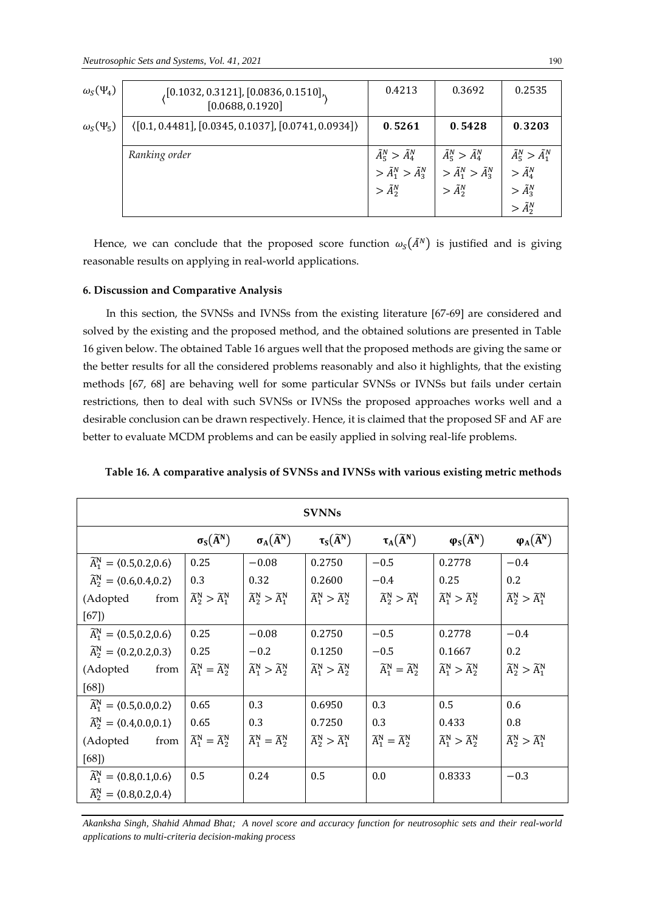| | | | | |
|---|---|---|---|---|
| $\omega_S(\Psi_4)$ | $\langle [0.1032, 0.3121], [0.0836, 0.1510], [0.0688, 0.1920] \rangle$ | 0.4213 | 0.3692 | 0.2535 |
| $\omega_S(\Psi_5)$ | $\langle [0.1, 0.4481], [0.0345, 0.1037], [0.0741, 0.0934] \rangle$ | **0.5261** | **0.5428** | **0.3203** |
| | *Ranking order* | $\tilde{A}_5^N > \tilde{A}_4^N > \tilde{A}_1^N > \tilde{A}_3^N > \tilde{A}_2^N$ | $\tilde{A}_5^N > \tilde{A}_4^N > \tilde{A}_1^N > \tilde{A}_3^N > \tilde{A}_2^N$ | $\tilde{A}_5^N > \tilde{A}_1^N > \tilde{A}_4^N > \tilde{A}_3^N > \tilde{A}_2^N$ |

Hence, we can conclude that the proposed score function $\omega_S(\tilde{A}^N)$ is justified and is giving reasonable results on applying in real-world applications.

#### 6. Discussion and Comparative Analysis

In this section, the SVNSs and IVNSs from the existing literature [67-69] are considered and solved by the existing and the proposed method, and the obtained solutions are presented in Table 16 given below. The obtained Table 16 argues well that the proposed methods are giving the same or the better results for all the considered problems reasonably and also it highlights, that the existing methods [67, 68] are behaving well for some particular SVNSs or IVNSs but fails under certain restrictions, then to deal with such SVNSs or IVNSs the proposed approaches works well and a desirable conclusion can be drawn respectively. Hence, it is claimed that the proposed SF and AF are better to evaluate MCDM problems and can be easily applied in solving real-life problems.

**Table 16. A comparative analysis of SVNSs and IVNSs with various existing metric methods**

| **SVNNs** | | | | | | |
|---|---|---|---|---|---|---|
| | $\sigma_S(\tilde{A}^N)$ | $\sigma_A(\tilde{A}^N)$ | $\tau_S(\tilde{A}^N)$ | $\tau_A(\tilde{A}^N)$ | $\varphi_S(\tilde{A}^N)$ | $\varphi_A(\tilde{A}^N)$ |
| $\tilde{A}_1^N = \langle 0.5, 0.2, 0.6 \rangle$ | 0.25 | $-0.08$ | 0.2750 | $-0.5$ | 0.2778 | $-0.4$ |
| $\tilde{A}_2^N = \langle 0.6, 0.4, 0.2 \rangle$ | 0.3 | 0.32 | 0.2600 | $-0.4$ | 0.25 | 0.2 |
| (Adopted from [67]) | $\tilde{A}_2^N > \tilde{A}_1^N$ | $\tilde{A}_2^N > \tilde{A}_1^N$ | $\tilde{A}_1^N > \tilde{A}_2^N$ | $\tilde{A}_2^N > \tilde{A}_1^N$ | $\tilde{A}_1^N > \tilde{A}_2^N$ | $\tilde{A}_2^N > \tilde{A}_1^N$ |
| $\tilde{A}_1^N = \langle 0.5, 0.2, 0.6 \rangle$ | 0.25 | $-0.08$ | 0.2750 | $-0.5$ | 0.2778 | $-0.4$ |
| $\tilde{A}_2^N = \langle 0.2, 0.2, 0.3 \rangle$ | 0.25 | $-0.2$ | 0.1250 | $-0.5$ | 0.1667 | 0.2 |
| (Adopted from [68]) | $\tilde{A}_1^N = \tilde{A}_2^N$ | $\tilde{A}_1^N > \tilde{A}_2^N$ | $\tilde{A}_1^N > \tilde{A}_2^N$ | $\tilde{A}_1^N = \tilde{A}_2^N$ | $\tilde{A}_1^N > \tilde{A}_2^N$ | $\tilde{A}_2^N > \tilde{A}_1^N$ |
| $\tilde{A}_1^N = \langle 0.5, 0.0, 0.2 \rangle$ | 0.65 | 0.3 | 0.6950 | 0.3 | 0.5 | 0.6 |
| $\tilde{A}_2^N = \langle 0.4, 0.0, 0.1 \rangle$ | 0.65 | 0.3 | 0.7250 | 0.3 | 0.433 | 0.8 |
| (Adopted from [68]) | $\tilde{A}_1^N = \tilde{A}_2^N$ | $\tilde{A}_1^N = \tilde{A}_2^N$ | $\tilde{A}_2^N > \tilde{A}_1^N$ | $\tilde{A}_1^N = \tilde{A}_2^N$ | $\tilde{A}_1^N > \tilde{A}_2^N$ | $\tilde{A}_2^N > \tilde{A}_1^N$ |
| $\tilde{A}_1^N = \langle 0.8, 0.1, 0.6 \rangle$ | 0.5 | 0.24 | 0.5 | 0.0 | 0.8333 | $-0.3$ |
| $\tilde{A}_2^N = \langle 0.8, 0.2, 0.4 \rangle$ | | | | | | |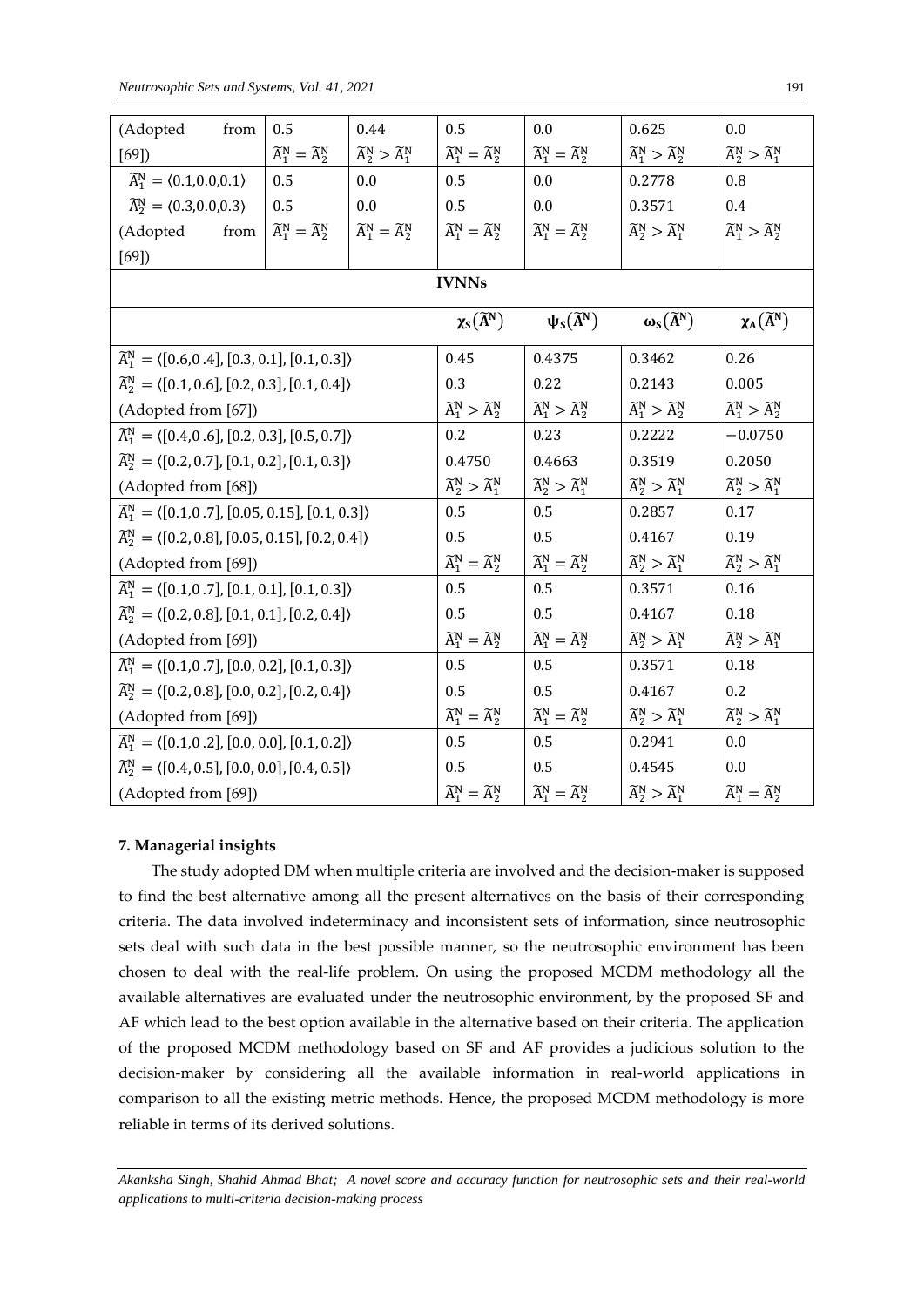| | | | | | | |
|---|---|---|---|---|---|---|
| (Adopted from [69]) | 0.5<br>$\widetilde{A}_1^N = \widetilde{A}_2^N$ | 0.44<br>$\widetilde{A}_2^N > \widetilde{A}_1^N$ | 0.5<br>$\widetilde{A}_1^N = \widetilde{A}_2^N$ | 0.0<br>$\widetilde{A}_1^N = \widetilde{A}_2^N$ | 0.625<br>$\widetilde{A}_1^N > \widetilde{A}_2^N$ | 0.0<br>$\widetilde{A}_2^N > \widetilde{A}_1^N$ |
| $\widetilde{A}_1^N = \langle 0.1, 0.0, 0.1 \rangle$ | 0.5 | 0.0 | 0.5 | 0.0 | 0.2778 | 0.8 |
| $\widetilde{A}_2^N = \langle 0.3, 0.0, 0.3 \rangle$ | 0.5 | 0.0 | 0.5 | 0.0 | 0.3571 | 0.4 |
| (Adopted from [69]) | $\widetilde{A}_1^N = \widetilde{A}_2^N$ | $\widetilde{A}_1^N = \widetilde{A}_2^N$ | $\widetilde{A}_1^N = \widetilde{A}_2^N$ | $\widetilde{A}_1^N = \widetilde{A}_2^N$ | $\widetilde{A}_2^N > \widetilde{A}_1^N$ | $\widetilde{A}_1^N > \widetilde{A}_2^N$ |

**IVNNs**

| | $\chi_S(\widetilde{A}^N)$ | $\psi_S(\widetilde{A}^N)$ | $\omega_S(\widetilde{A}^N)$ | $\chi_A(\widetilde{A}^N)$ |
|---|---|---|---|---|
| $\widetilde{A}_1^N = \langle [0.6, 0.4], [0.3, 0.1], [0.1, 0.3] \rangle$ | 0.45 | 0.4375 | 0.3462 | 0.26 |
| $\widetilde{A}_2^N = \langle [0.1, 0.6], [0.2, 0.3], [0.1, 0.4] \rangle$ | 0.3 | 0.22 | 0.2143 | 0.005 |
| (Adopted from [67]) | $\widetilde{A}_1^N > \widetilde{A}_2^N$ | $\widetilde{A}_1^N > \widetilde{A}_2^N$ | $\widetilde{A}_1^N > \widetilde{A}_2^N$ | $\widetilde{A}_1^N > \widetilde{A}_2^N$ |
| $\widetilde{A}_1^N = \langle [0.4, 0.6], [0.2, 0.3], [0.5, 0.7] \rangle$ | 0.2 | 0.23 | 0.2222 | $-0.0750$ |
| $\widetilde{A}_2^N = \langle [0.2, 0.7], [0.1, 0.2], [0.1, 0.3] \rangle$ | 0.4750 | 0.4663 | 0.3519 | 0.2050 |
| (Adopted from [68]) | $\widetilde{A}_2^N > \widetilde{A}_1^N$ | $\widetilde{A}_2^N > \widetilde{A}_1^N$ | $\widetilde{A}_2^N > \widetilde{A}_1^N$ | $\widetilde{A}_2^N > \widetilde{A}_1^N$ |
| $\widetilde{A}_1^N = \langle [0.1, 0.7], [0.05, 0.15], [0.1, 0.3] \rangle$ | 0.5 | 0.5 | 0.2857 | 0.17 |
| $\widetilde{A}_2^N = \langle [0.2, 0.8], [0.05, 0.15], [0.2, 0.4] \rangle$ | 0.5 | 0.5 | 0.4167 | 0.19 |
| (Adopted from [69]) | $\widetilde{A}_1^N = \widetilde{A}_2^N$ | $\widetilde{A}_1^N = \widetilde{A}_2^N$ | $\widetilde{A}_2^N > \widetilde{A}_1^N$ | $\widetilde{A}_2^N > \widetilde{A}_1^N$ |
| $\widetilde{A}_1^N = \langle [0.1, 0.7], [0.1, 0.1], [0.1, 0.3] \rangle$ | 0.5 | 0.5 | 0.3571 | 0.16 |
| $\widetilde{A}_2^N = \langle [0.2, 0.8], [0.1, 0.1], [0.2, 0.4] \rangle$ | 0.5 | 0.5 | 0.4167 | 0.18 |
| (Adopted from [69]) | $\widetilde{A}_1^N = \widetilde{A}_2^N$ | $\widetilde{A}_1^N = \widetilde{A}_2^N$ | $\widetilde{A}_2^N > \widetilde{A}_1^N$ | $\widetilde{A}_2^N > \widetilde{A}_1^N$ |
| $\widetilde{A}_1^N = \langle [0.1, 0.7], [0.0, 0.2], [0.1, 0.3] \rangle$ | 0.5 | 0.5 | 0.3571 | 0.18 |
| $\widetilde{A}_2^N = \langle [0.2, 0.8], [0.0, 0.2], [0.2, 0.4] \rangle$ | 0.5 | 0.5 | 0.4167 | 0.2 |
| (Adopted from [69]) | $\widetilde{A}_1^N = \widetilde{A}_2^N$ | $\widetilde{A}_1^N = \widetilde{A}_2^N$ | $\widetilde{A}_2^N > \widetilde{A}_1^N$ | $\widetilde{A}_2^N > \widetilde{A}_1^N$ |
| $\widetilde{A}_1^N = \langle [0.1, 0.2], [0.0, 0.0], [0.1, 0.2] \rangle$ | 0.5 | 0.5 | 0.2941 | 0.0 |
| $\widetilde{A}_2^N = \langle [0.4, 0.5], [0.0, 0.0], [0.4, 0.5] \rangle$ | 0.5 | 0.5 | 0.4545 | 0.0 |
| (Adopted from [69]) | $\widetilde{A}_1^N = \widetilde{A}_2^N$ | $\widetilde{A}_1^N = \widetilde{A}_2^N$ | $\widetilde{A}_2^N > \widetilde{A}_1^N$ | $\widetilde{A}_1^N = \widetilde{A}_2^N$ |

## 7. Managerial insights

The study adopted DM when multiple criteria are involved and the decision-maker is supposed to find the best alternative among all the present alternatives on the basis of their corresponding criteria. The data involved indeterminacy and inconsistent sets of information, since neutrosophic sets deal with such data in the best possible manner, so the neutrosophic environment has been chosen to deal with the real-life problem. On using the proposed MCDM methodology all the available alternatives are evaluated under the neutrosophic environment, by the proposed SF and AF which lead to the best option available in the alternative based on their criteria. The application of the proposed MCDM methodology based on SF and AF provides a judicious solution to the decision-maker by considering all the available information in real-world applications in comparison to all the existing metric methods. Hence, the proposed MCDM methodology is more reliable in terms of its derived solutions.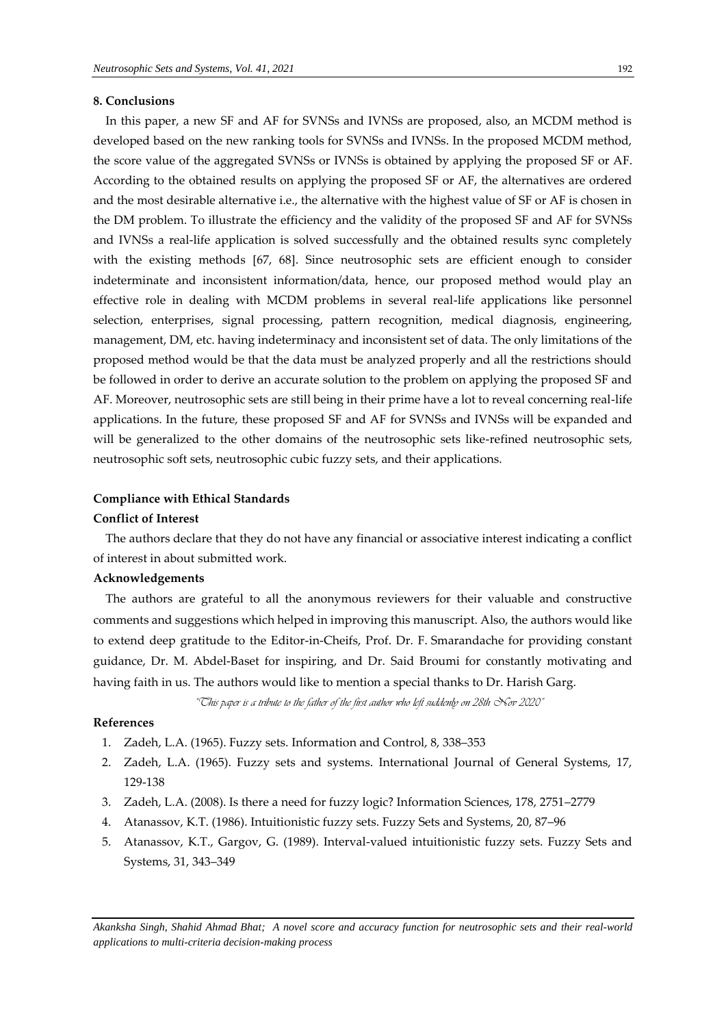## 8. Conclusions

In this paper, a new SF and AF for SVNSs and IVNSs are proposed, also, an MCDM method is developed based on the new ranking tools for SVNSs and IVNSs. In the proposed MCDM method, the score value of the aggregated SVNSs or IVNSs is obtained by applying the proposed SF or AF. According to the obtained results on applying the proposed SF or AF, the alternatives are ordered and the most desirable alternative i.e., the alternative with the highest value of SF or AF is chosen in the DM problem. To illustrate the efficiency and the validity of the proposed SF and AF for SVNSs and IVNSs a real-life application is solved successfully and the obtained results sync completely with the existing methods [67, 68]. Since neutrosophic sets are efficient enough to consider indeterminate and inconsistent information/data, hence, our proposed method would play an effective role in dealing with MCDM problems in several real-life applications like personnel selection, enterprises, signal processing, pattern recognition, medical diagnosis, engineering, management, DM, etc. having indeterminacy and inconsistent set of data. The only limitations of the proposed method would be that the data must be analyzed properly and all the restrictions should be followed in order to derive an accurate solution to the problem on applying the proposed SF and AF. Moreover, neutrosophic sets are still being in their prime have a lot to reveal concerning real-life applications. In the future, these proposed SF and AF for SVNSs and IVNSs will be expanded and will be generalized to the other domains of the neutrosophic sets like-refined neutrosophic sets, neutrosophic soft sets, neutrosophic cubic fuzzy sets, and their applications.

**Compliance with Ethical Standards**

**Conflict of Interest**

The authors declare that they do not have any financial or associative interest indicating a conflict of interest in about submitted work.

**Acknowledgements**

The authors are grateful to all the anonymous reviewers for their valuable and constructive comments and suggestions which helped in improving this manuscript. Also, the authors would like to extend deep gratitude to the Editor-in-Cheifs, Prof. Dr. F. Smarandache for providing constant guidance, Dr. M. Abdel-Baset for inspiring, and Dr. Said Broumi for constantly motivating and having faith in us. The authors would like to mention a special thanks to Dr. Harish Garg.

*"This paper is a tribute to the father of the first author who left suddenly on 28th Nov 2020"*

## References

1. Zadeh, L.A. (1965). Fuzzy sets. Information and Control, 8, 338–353
2. Zadeh, L.A. (1965). Fuzzy sets and systems. International Journal of General Systems, 17, 129-138
3. Zadeh, L.A. (2008). Is there a need for fuzzy logic? Information Sciences, 178, 2751–2779
4. Atanassov, K.T. (1986). Intuitionistic fuzzy sets. Fuzzy Sets and Systems, 20, 87–96
5. Atanassov, K.T., Gargov, G. (1989). Interval-valued intuitionistic fuzzy sets. Fuzzy Sets and Systems, 31, 343–349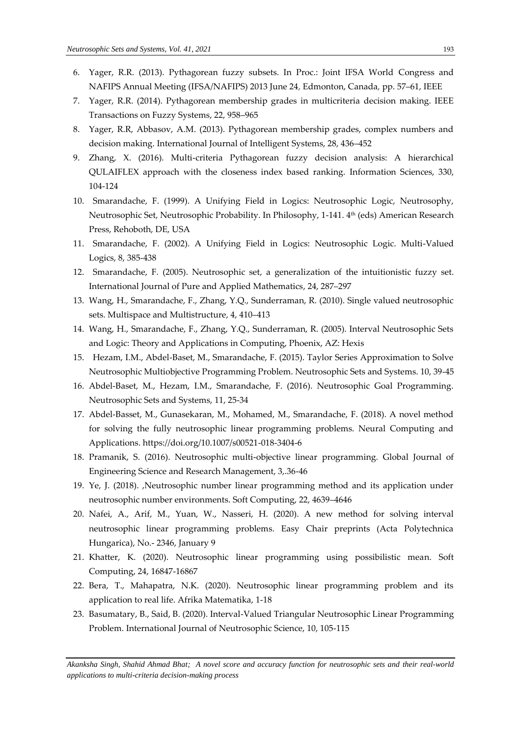6. Yager, R.R. (2013). Pythagorean fuzzy subsets. In Proc.: Joint IFSA World Congress and NAFIPS Annual Meeting (IFSA/NAFIPS) 2013 June 24, Edmonton, Canada, pp. 57–61, IEEE
7. Yager, R.R. (2014). Pythagorean membership grades in multicriteria decision making. IEEE Transactions on Fuzzy Systems, 22, 958–965
8. Yager, R.R, Abbasov, A.M. (2013). Pythagorean membership grades, complex numbers and decision making. International Journal of Intelligent Systems, 28, 436–452
9. Zhang, X. (2016). Multi-criteria Pythagorean fuzzy decision analysis: A hierarchical QULAIFLEX approach with the closeness index based ranking. Information Sciences, 330, 104-124
10. Smarandache, F. (1999). A Unifying Field in Logics: Neutrosophic Logic, Neutrosophy, Neutrosophic Set, Neutrosophic Probability. In Philosophy, 1-141. 4th (eds) American Research Press, Rehoboth, DE, USA
11. Smarandache, F. (2002). A Unifying Field in Logics: Neutrosophic Logic. Multi-Valued Logics, 8, 385-438
12. Smarandache, F. (2005). Neutrosophic set, a generalization of the intuitionistic fuzzy set. International Journal of Pure and Applied Mathematics, 24, 287–297
13. Wang, H., Smarandache, F., Zhang, Y.Q., Sunderraman, R. (2010). Single valued neutrosophic sets. Multispace and Multistructure, 4, 410–413
14. Wang, H., Smarandache, F., Zhang, Y.Q., Sunderraman, R. (2005). Interval Neutrosophic Sets and Logic: Theory and Applications in Computing, Phoenix, AZ: Hexis
15. Hezam, I.M., Abdel-Baset, M., Smarandache, F. (2015). Taylor Series Approximation to Solve Neutrosophic Multiobjective Programming Problem. Neutrosophic Sets and Systems. 10, 39-45
16. Abdel-Baset, M., Hezam, I.M., Smarandache, F. (2016). Neutrosophic Goal Programming. Neutrosophic Sets and Systems, 11, 25-34
17. Abdel-Basset, M., Gunasekaran, M., Mohamed, M., Smarandache, F. (2018). A novel method for solving the fully neutrosophic linear programming problems. Neural Computing and Applications. https://doi.org/10.1007/s00521-018-3404-6
18. Pramanik, S. (2016). Neutrosophic multi-objective linear programming. Global Journal of Engineering Science and Research Management, 3,.36-46
19. Ye, J. (2018). ,Neutrosophic number linear programming method and its application under neutrosophic number environments. Soft Computing, 22, 4639–4646
20. Nafei, A., Arif, M., Yuan, W., Nasseri, H. (2020). A new method for solving interval neutrosophic linear programming problems. Easy Chair preprints (Acta Polytechnica Hungarica), No.- 2346, January 9
21. Khatter, K. (2020). Neutrosophic linear programming using possibilistic mean. Soft Computing, 24, 16847-16867
22. Bera, T., Mahapatra, N.K. (2020). Neutrosophic linear programming problem and its application to real life. Afrika Matematika, 1-18
23. Basumatary, B., Said, B. (2020). Interval-Valued Triangular Neutrosophic Linear Programming Problem. International Journal of Neutrosophic Science, 10, 105-115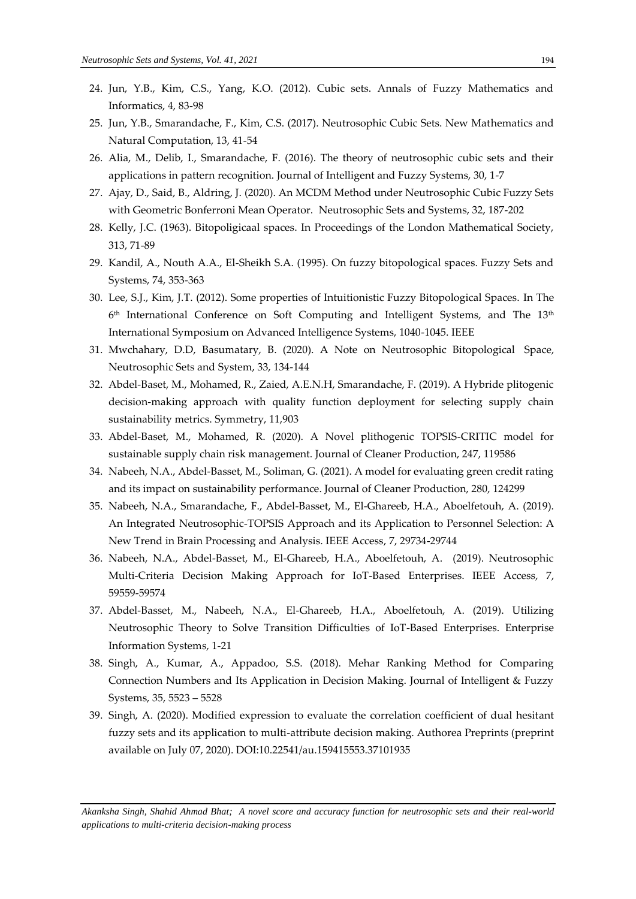24. Jun, Y.B., Kim, C.S., Yang, K.O. (2012). Cubic sets. Annals of Fuzzy Mathematics and Informatics, 4, 83-98
25. Jun, Y.B., Smarandache, F., Kim, C.S. (2017). Neutrosophic Cubic Sets. New Mathematics and Natural Computation, 13, 41-54
26. Alia, M., Delib, I., Smarandache, F. (2016). The theory of neutrosophic cubic sets and their applications in pattern recognition. Journal of Intelligent and Fuzzy Systems, 30, 1-7
27. Ajay, D., Said, B., Aldring, J. (2020). An MCDM Method under Neutrosophic Cubic Fuzzy Sets with Geometric Bonferroni Mean Operator. Neutrosophic Sets and Systems, 32, 187-202
28. Kelly, J.C. (1963). Bitopoligicaal spaces. In Proceedings of the London Mathematical Society, 313, 71-89
29. Kandil, A., Nouth A.A., El-Sheikh S.A. (1995). On fuzzy bitopological spaces. Fuzzy Sets and Systems, 74, 353-363
30. Lee, S.J., Kim, J.T. (2012). Some properties of Intuitionistic Fuzzy Bitopological Spaces. In The 6th International Conference on Soft Computing and Intelligent Systems, and The 13th International Symposium on Advanced Intelligence Systems, 1040-1045. IEEE
31. Mwchahary, D.D, Basumatary, B. (2020). A Note on Neutrosophic Bitopological Space, Neutrosophic Sets and System, 33, 134-144
32. Abdel-Baset, M., Mohamed, R., Zaied, A.E.N.H, Smarandache, F. (2019). A Hybride plitogenic decision-making approach with quality function deployment for selecting supply chain sustainability metrics. Symmetry, 11,903
33. Abdel-Baset, M., Mohamed, R. (2020). A Novel plithogenic TOPSIS-CRITIC model for sustainable supply chain risk management. Journal of Cleaner Production, 247, 119586
34. Nabeeh, N.A., Abdel-Basset, M., Soliman, G. (2021). A model for evaluating green credit rating and its impact on sustainability performance. Journal of Cleaner Production, 280, 124299
35. Nabeeh, N.A., Smarandache, F., Abdel-Basset, M., El-Ghareeb, H.A., Aboelfetouh, A. (2019). An Integrated Neutrosophic-TOPSIS Approach and its Application to Personnel Selection: A New Trend in Brain Processing and Analysis. IEEE Access, 7, 29734-29744
36. Nabeeh, N.A., Abdel-Basset, M., El-Ghareeb, H.A., Aboelfetouh, A. (2019). Neutrosophic Multi-Criteria Decision Making Approach for IoT-Based Enterprises. IEEE Access, 7, 59559-59574
37. Abdel-Basset, M., Nabeeh, N.A., El-Ghareeb, H.A., Aboelfetouh, A. (2019). Utilizing Neutrosophic Theory to Solve Transition Difficulties of IoT-Based Enterprises. Enterprise Information Systems, 1-21
38. Singh, A., Kumar, A., Appadoo, S.S. (2018). Mehar Ranking Method for Comparing Connection Numbers and Its Application in Decision Making. Journal of Intelligent & Fuzzy Systems, 35, 5523 – 5528
39. Singh, A. (2020). Modified expression to evaluate the correlation coefficient of dual hesitant fuzzy sets and its application to multi-attribute decision making. Authorea Preprints (preprint available on July 07, 2020). DOI:10.22541/au.159415553.37101935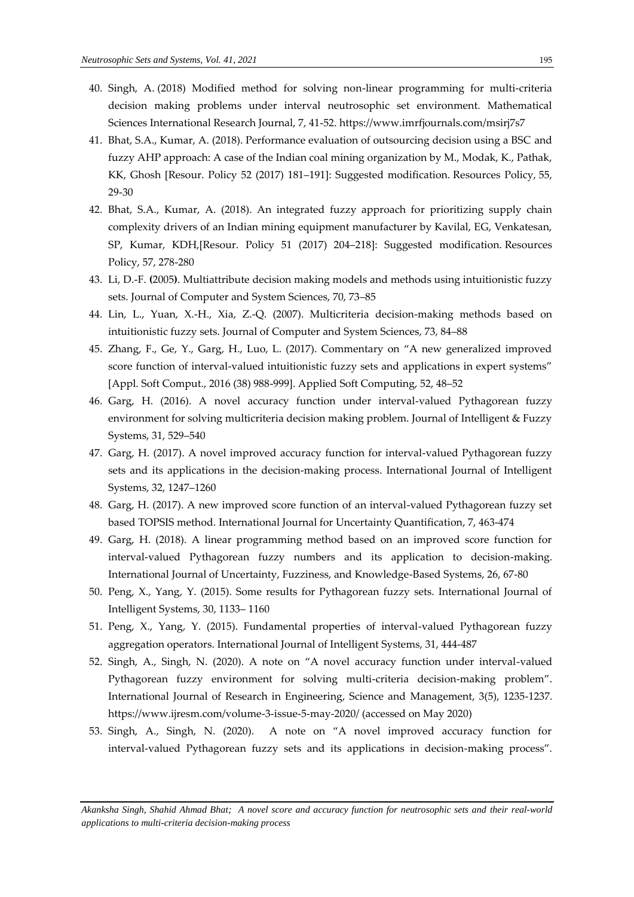40. Singh, A. (2018) Modified method for solving non-linear programming for multi-criteria decision making problems under interval neutrosophic set environment. Mathematical Sciences International Research Journal, 7, 41-52. https://www.imrfjournals.com/msirj7s7
41. Bhat, S.A., Kumar, A. (2018). Performance evaluation of outsourcing decision using a BSC and fuzzy AHP approach: A case of the Indian coal mining organization by M., Modak, K., Pathak, KK, Ghosh [Resour. Policy 52 (2017) 181–191]: Suggested modification. Resources Policy, 55, 29-30
42. Bhat, S.A., Kumar, A. (2018). An integrated fuzzy approach for prioritizing supply chain complexity drivers of an Indian mining equipment manufacturer by Kavilal, EG, Venkatesan, SP, Kumar, KDH,[Resour. Policy 51 (2017) 204–218]: Suggested modification. Resources Policy, 57, 278-280
43. Li, D.-F. **(**2005**)**. Multiattribute decision making models and methods using intuitionistic fuzzy sets. Journal of Computer and System Sciences, 70, 73–85
44. Lin, L., Yuan, X.-H., Xia, Z.-Q. (2007). Multicriteria decision-making methods based on intuitionistic fuzzy sets. Journal of Computer and System Sciences, 73, 84–88
45. Zhang, F., Ge, Y., Garg, H., Luo, L. (2017). Commentary on "A new generalized improved score function of interval-valued intuitionistic fuzzy sets and applications in expert systems" [Appl. Soft Comput., 2016 (38) 988-999]. Applied Soft Computing, 52, 48–52
46. Garg, H. (2016). A novel accuracy function under interval-valued Pythagorean fuzzy environment for solving multicriteria decision making problem. Journal of Intelligent & Fuzzy Systems, 31, 529–540
47. Garg, H. (2017). A novel improved accuracy function for interval-valued Pythagorean fuzzy sets and its applications in the decision-making process. International Journal of Intelligent Systems, 32, 1247–1260
48. Garg, H. (2017). A new improved score function of an interval-valued Pythagorean fuzzy set based TOPSIS method. International Journal for Uncertainty Quantification, 7, 463-474
49. Garg, H. (2018). A linear programming method based on an improved score function for interval-valued Pythagorean fuzzy numbers and its application to decision-making. International Journal of Uncertainty, Fuzziness, and Knowledge-Based Systems, 26, 67-80
50. Peng, X., Yang, Y. (2015). Some results for Pythagorean fuzzy sets. International Journal of Intelligent Systems, 30, 1133– 1160
51. Peng, X., Yang, Y. (2015). Fundamental properties of interval-valued Pythagorean fuzzy aggregation operators. International Journal of Intelligent Systems, 31, 444-487
52. Singh, A., Singh, N. (2020). A note on "A novel accuracy function under interval-valued Pythagorean fuzzy environment for solving multi-criteria decision-making problem". International Journal of Research in Engineering, Science and Management, 3(5), 1235-1237. https://www.ijresm.com/volume-3-issue-5-may-2020/ (accessed on May 2020)
53. Singh, A., Singh, N. (2020). A note on "A novel improved accuracy function for interval-valued Pythagorean fuzzy sets and its applications in decision-making process".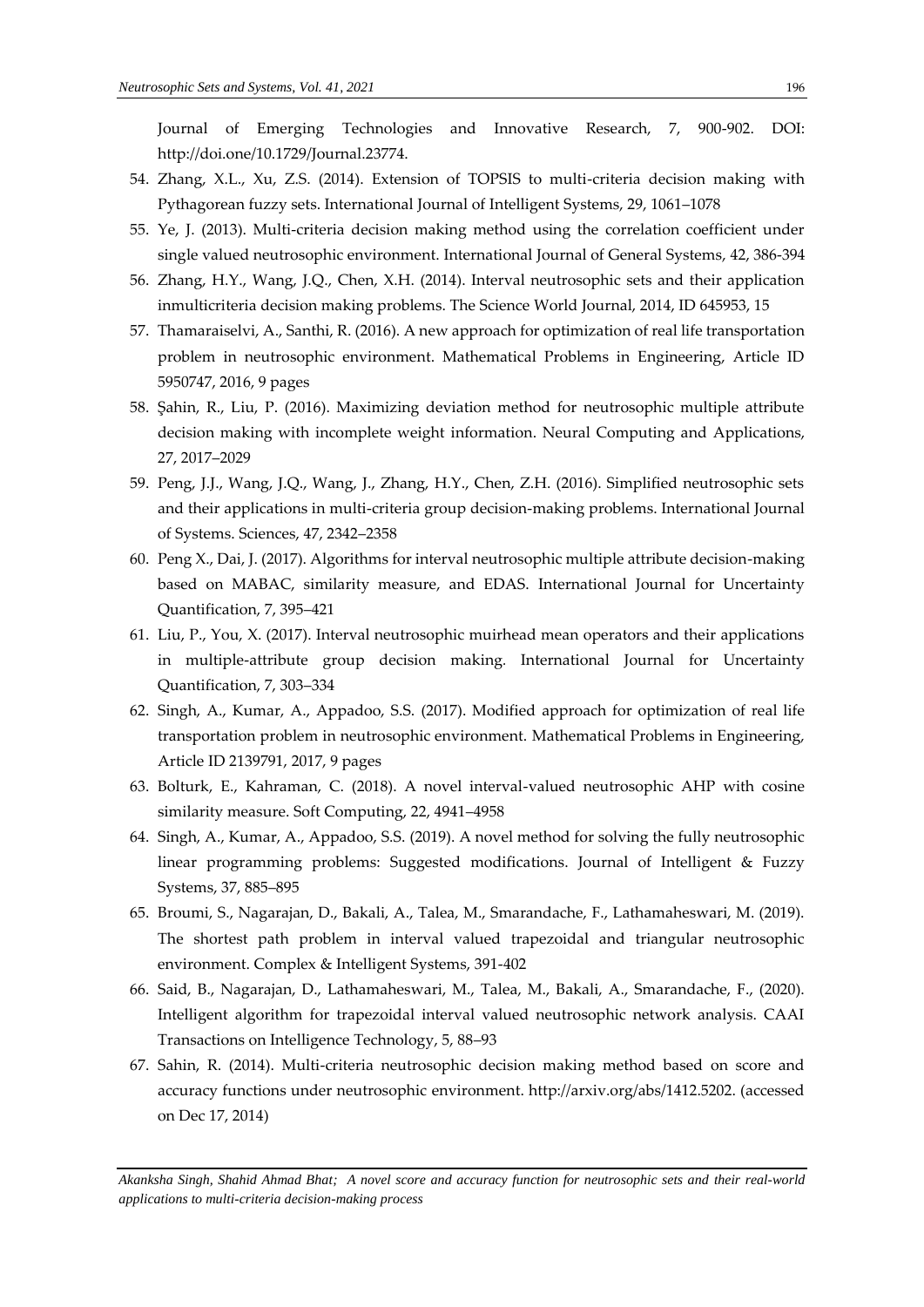Journal of Emerging Technologies and Innovative Research, 7, 900-902. DOI: http://doi.one/10.1729/Journal.23774.

54. Zhang, X.L., Xu, Z.S. (2014). Extension of TOPSIS to multi-criteria decision making with Pythagorean fuzzy sets. International Journal of Intelligent Systems, 29, 1061–1078
55. Ye, J. (2013). Multi-criteria decision making method using the correlation coefficient under single valued neutrosophic environment. International Journal of General Systems, 42, 386-394
56. Zhang, H.Y., Wang, J.Q., Chen, X.H. (2014). Interval neutrosophic sets and their application inmulticriteria decision making problems. The Science World Journal, 2014, ID 645953, 15
57. Thamaraiselvi, A., Santhi, R. (2016). A new approach for optimization of real life transportation problem in neutrosophic environment. Mathematical Problems in Engineering, Article ID 5950747, 2016, 9 pages
58. Şahin, R., Liu, P. (2016). Maximizing deviation method for neutrosophic multiple attribute decision making with incomplete weight information. Neural Computing and Applications, 27, 2017–2029
59. Peng, J.J., Wang, J.Q., Wang, J., Zhang, H.Y., Chen, Z.H. (2016). Simplified neutrosophic sets and their applications in multi-criteria group decision-making problems. International Journal of Systems. Sciences, 47, 2342–2358
60. Peng X., Dai, J. (2017). Algorithms for interval neutrosophic multiple attribute decision-making based on MABAC, similarity measure, and EDAS. International Journal for Uncertainty Quantification, 7, 395–421
61. Liu, P., You, X. (2017). Interval neutrosophic muirhead mean operators and their applications in multiple-attribute group decision making. International Journal for Uncertainty Quantification, 7, 303–334
62. Singh, A., Kumar, A., Appadoo, S.S. (2017). Modified approach for optimization of real life transportation problem in neutrosophic environment. Mathematical Problems in Engineering, Article ID 2139791, 2017, 9 pages
63. Bolturk, E., Kahraman, C. (2018). A novel interval-valued neutrosophic AHP with cosine similarity measure. Soft Computing, 22, 4941–4958
64. Singh, A., Kumar, A., Appadoo, S.S. (2019). A novel method for solving the fully neutrosophic linear programming problems: Suggested modifications. Journal of Intelligent & Fuzzy Systems, 37, 885–895
65. Broumi, S., Nagarajan, D., Bakali, A., Talea, M., Smarandache, F., Lathamaheswari, M. (2019). The shortest path problem in interval valued trapezoidal and triangular neutrosophic environment. Complex & Intelligent Systems, 391-402
66. Said, B., Nagarajan, D., Lathamaheswari, M., Talea, M., Bakali, A., Smarandache, F., (2020). Intelligent algorithm for trapezoidal interval valued neutrosophic network analysis. CAAI Transactions on Intelligence Technology, 5, 88–93
67. Sahin, R. (2014). Multi-criteria neutrosophic decision making method based on score and accuracy functions under neutrosophic environment. http://arxiv.org/abs/1412.5202. (accessed on Dec 17, 2014)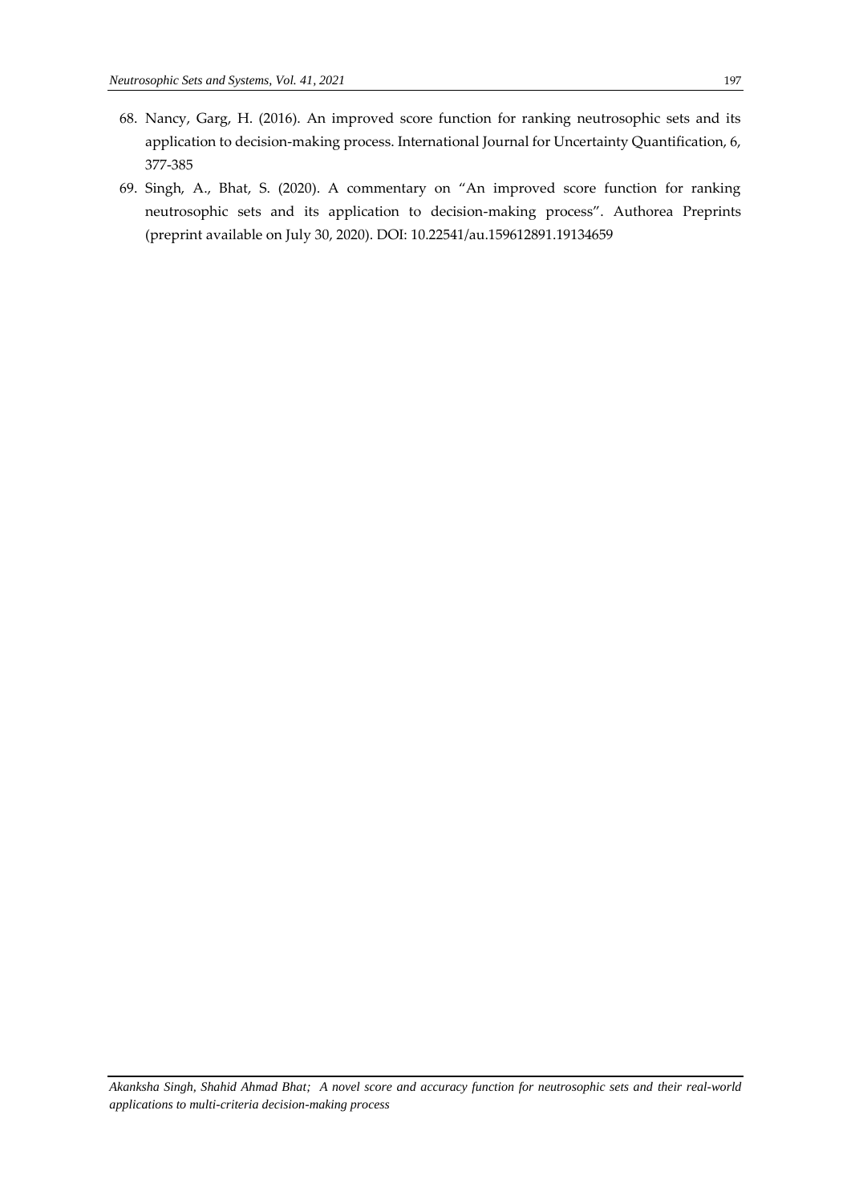68. Nancy, Garg, H. (2016). An improved score function for ranking neutrosophic sets and its application to decision-making process. International Journal for Uncertainty Quantification, 6, 377-385
69. Singh, A., Bhat, S. (2020). A commentary on "An improved score function for ranking neutrosophic sets and its application to decision-making process". Authorea Preprints (preprint available on July 30, 2020). DOI: 10.22541/au.159612891.19134659